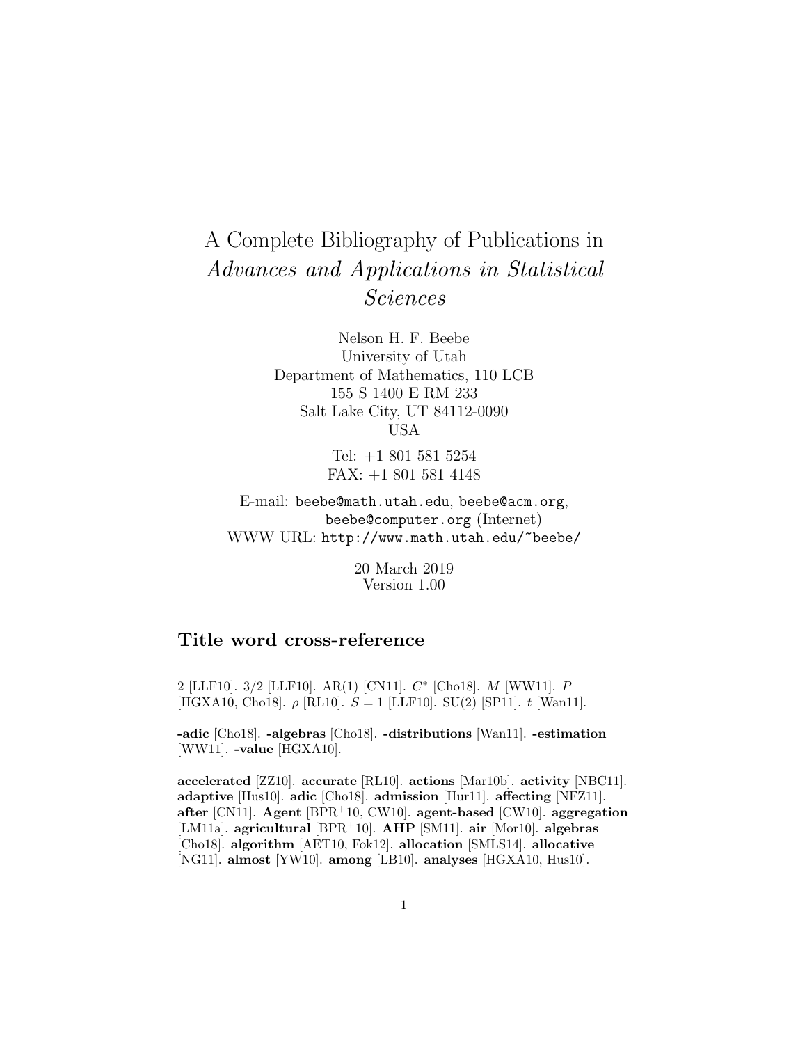# A Complete Bibliography of Publications in *Advances and Applications in Statistical Sciences*

Nelson H. F. Beebe
University of Utah
Department of Mathematics, 110 LCB
155 S 1400 E RM 233
Salt Lake City, UT 84112-0090
USA

Tel: +1 801 581 5254
FAX: +1 801 581 4148

E-mail: beebe@math.utah.edu, beebe@acm.org, beebe@computer.org (Internet)
WWW URL: http://www.math.utah.edu/~beebe/

20 March 2019
Version 1.00

## Title word cross-reference

2 [LLF10]. 3/2 [LLF10]. AR(1) [CN11]. $C^*$ [Cho18]. $M$ [WW11]. $P$ [HGXA10, Cho18]. $\rho$ [RL10]. $S = 1$ [LLF10]. SU(2) [SP11]. $t$ [Wan11].

**-adic** [Cho18]. **-algebras** [Cho18]. **-distributions** [Wan11]. **-estimation** [WW11]. **-value** [HGXA10].

**accelerated** [ZZ10]. **accurate** [RL10]. **actions** [Mar10b]. **activity** [NBC11]. **adaptive** [Hus10]. **adic** [Cho18]. **admission** [Hur11]. **affecting** [NFZ11]. **after** [CN11]. **Agent** [BPR+10, CW10]. **agent-based** [CW10]. **aggregation** [LM11a]. **agricultural** [BPR+10]. **AHP** [SM11]. **air** [Mor10]. **algebras** [Cho18]. **algorithm** [AET10, Fok12]. **allocation** [SMLS14]. **allocative** [NG11]. **almost** [YW10]. **among** [LB10]. **analyses** [HGXA10, Hus10].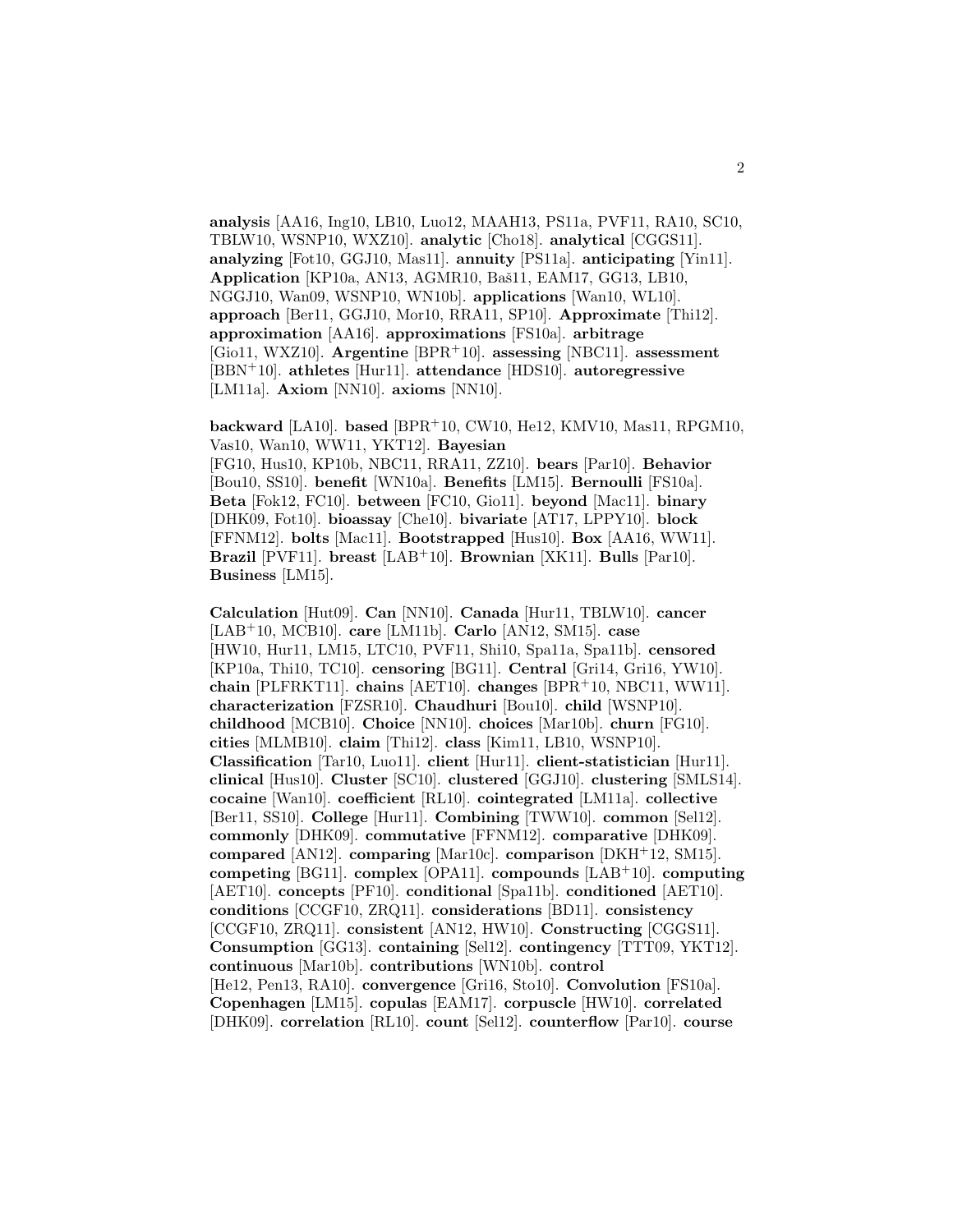**analysis** [AA16, Ing10, LB10, Luo12, MAAH13, PS11a, PVF11, RA10, SC10, TBLW10, WSNP10, WXZ10]. **analytic** [Cho18]. **analytical** [CGGS11]. **analyzing** [Fot10, GGJ10, Mas11]. **annuity** [PS11a]. **anticipating** [Yin11]. **Application** [KP10a, AN13, AGMR10, Baš11, EAM17, GG13, LB10, NGGJ10, Wan09, WSNP10, WN10b]. **applications** [Wan10, WL10]. **approach** [Ber11, GGJ10, Mor10, RRA11, SP10]. **Approximate** [Thi12]. **approximation** [AA16]. **approximations** [FS10a]. **arbitrage** [Gio11, WXZ10]. **Argentine** [BPR+10]. **assessing** [NBC11]. **assessment** [BBN+10]. **athletes** [Hur11]. **attendance** [HDS10]. **autoregressive** [LM11a]. **Axiom** [NN10]. **axioms** [NN10].

**backward** [LA10]. **based** [BPR+10, CW10, He12, KMV10, Mas11, RPGM10, Vas10, Wan10, WW11, YKT12]. **Bayesian** [FG10, Hus10, KP10b, NBC11, RRA11, ZZ10]. **bears** [Par10]. **Behavior** [Bou10, SS10]. **benefit** [WN10a]. **Benefits** [LM15]. **Bernoulli** [FS10a]. **Beta** [Fok12, FC10]. **between** [FC10, Gio11]. **beyond** [Mac11]. **binary** [DHK09, Fot10]. **bioassay** [Che10]. **bivariate** [AT17, LPPY10]. **block** [FFNM12]. **bolts** [Mac11]. **Bootstrapped** [Hus10]. **Box** [AA16, WW11]. **Brazil** [PVF11]. **breast** [LAB+10]. **Brownian** [XK11]. **Bulls** [Par10]. **Business** [LM15].

**Calculation** [Hut09]. **Can** [NN10]. **Canada** [Hur11, TBLW10]. **cancer** [LAB+10, MCB10]. **care** [LM11b]. **Carlo** [AN12, SM15]. **case** [HW10, Hur11, LM15, LTC10, PVF11, Shi10, Spa11a, Spa11b]. **censored** [KP10a, Thi10, TC10]. **censoring** [BG11]. **Central** [Gri14, Gri16, YW10]. **chain** [PLFRKT11]. **chains** [AET10]. **changes** [BPR+10, NBC11, WW11]. **characterization** [FZSR10]. **Chaudhuri** [Bou10]. **child** [WSNP10]. **childhood** [MCB10]. **Choice** [NN10]. **choices** [Mar10b]. **churn** [FG10]. **cities** [MLMB10]. **claim** [Thi12]. **class** [Kim11, LB10, WSNP10]. **Classification** [Tar10, Luo11]. **client** [Hur11]. **client-statistician** [Hur11]. **clinical** [Hus10]. **Cluster** [SC10]. **clustered** [GGJ10]. **clustering** [SMLS14]. **cocaine** [Wan10]. **coefficient** [RL10]. **cointegrated** [LM11a]. **collective** [Ber11, SS10]. **College** [Hur11]. **Combining** [TWW10]. **common** [Sel12]. **commonly** [DHK09]. **commutative** [FFNM12]. **comparative** [DHK09]. **compared** [AN12]. **comparing** [Mar10c]. **comparison** [DKH+12, SM15]. **competing** [BG11]. **complex** [OPA11]. **compounds** [LAB+10]. **computing** [AET10]. **concepts** [PF10]. **conditional** [Spa11b]. **conditioned** [AET10]. **conditions** [CCGF10, ZRQ11]. **considerations** [BD11]. **consistency** [CCGF10, ZRQ11]. **consistent** [AN12, HW10]. **Constructing** [CGGS11]. **Consumption** [GG13]. **containing** [Sel12]. **contingency** [TTT09, YKT12]. **continuous** [Mar10b]. **contributions** [WN10b]. **control** [He12, Pen13, RA10]. **convergence** [Gri16, Sto10]. **Convolution** [FS10a]. **Copenhagen** [LM15]. **copulas** [EAM17]. **corpuscle** [HW10]. **correlated** [DHK09]. **correlation** [RL10]. **count** [Sel12]. **counterflow** [Par10]. **course**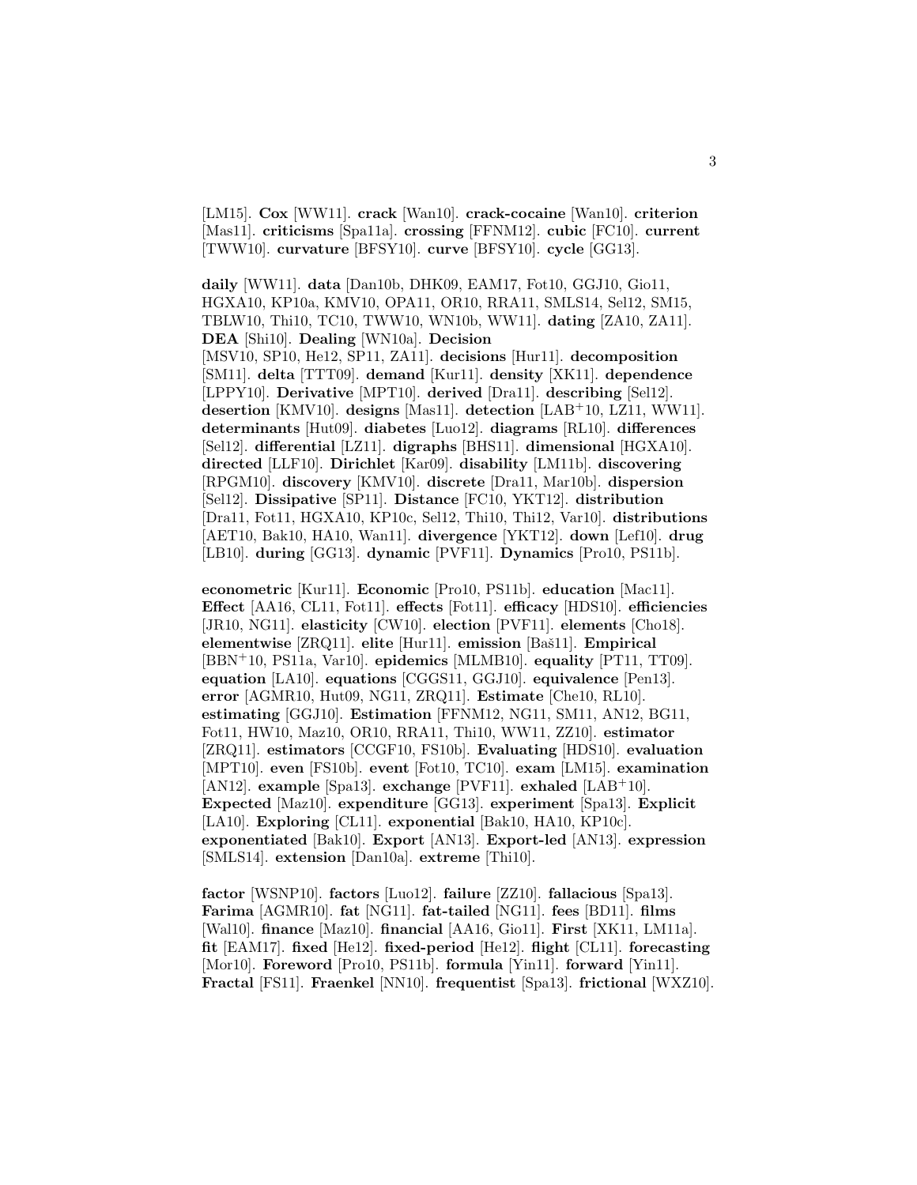[LM15]. **Cox** [WW11]. **crack** [Wan10]. **crack-cocaine** [Wan10]. **criterion** [Mas11]. **criticisms** [Spa11a]. **crossing** [FFNM12]. **cubic** [FC10]. **current** [TWW10]. **curvature** [BFSY10]. **curve** [BFSY10]. **cycle** [GG13].

**daily** [WW11]. **data** [Dan10b, DHK09, EAM17, Fot10, GGJ10, Gio11, HGXA10, KP10a, KMV10, OPA11, OR10, RRA11, SMLS14, Sel12, SM15, TBLW10, Thi10, TC10, TWW10, WN10b, WW11]. **dating** [ZA10, ZA11]. **DEA** [Shi10]. **Dealing** [WN10a]. **Decision** [MSV10, SP10, He12, SP11, ZA11]. **decisions** [Hur11]. **decomposition** [SM11]. **delta** [TTT09]. **demand** [Kur11]. **density** [XK11]. **dependence** [LPPY10]. **Derivative** [MPT10]. **derived** [Dra11]. **describing** [Sel12]. **desertion** [KMV10]. **designs** [Mas11]. **detection** [LAB+10, LZ11, WW11]. **determinants** [Hut09]. **diabetes** [Luo12]. **diagrams** [RL10]. **differences** [Sel12]. **differential** [LZ11]. **digraphs** [BHS11]. **dimensional** [HGXA10]. **directed** [LLF10]. **Dirichlet** [Kar09]. **disability** [LM11b]. **discovering** [RPGM10]. **discovery** [KMV10]. **discrete** [Dra11, Mar10b]. **dispersion** [Sel12]. **Dissipative** [SP11]. **Distance** [FC10, YKT12]. **distribution** [Dra11, Fot11, HGXA10, KP10c, Sel12, Thi10, Thi12, Var10]. **distributions** [AET10, Bak10, HA10, Wan11]. **divergence** [YKT12]. **down** [Lef10]. **drug** [LB10]. **during** [GG13]. **dynamic** [PVF11]. **Dynamics** [Pro10, PS11b].

**econometric** [Kur11]. **Economic** [Pro10, PS11b]. **education** [Mac11]. **Effect** [AA16, CL11, Fot11]. **effects** [Fot11]. **efficacy** [HDS10]. **efficiencies** [JR10, NG11]. **elasticity** [CW10]. **election** [PVF11]. **elements** [Cho18]. **elementwise** [ZRQ11]. **elite** [Hur11]. **emission** [Baš11]. **Empirical** [BBN+10, PS11a, Var10]. **epidemics** [MLMB10]. **equality** [PT11, TT09]. **equation** [LA10]. **equations** [CGGS11, GGJ10]. **equivalence** [Pen13]. **error** [AGMR10, Hut09, NG11, ZRQ11]. **Estimate** [Che10, RL10]. **estimating** [GGJ10]. **Estimation** [FFNM12, NG11, SM11, AN12, BG11, Fot11, HW10, Maz10, OR10, RRA11, Thi10, WW11, ZZ10]. **estimator** [ZRQ11]. **estimators** [CCGF10, FS10b]. **Evaluating** [HDS10]. **evaluation** [MPT10]. **even** [FS10b]. **event** [Fot10, TC10]. **exam** [LM15]. **examination** [AN12]. **example** [Spa13]. **exchange** [PVF11]. **exhaled** [LAB+10]. **Expected** [Maz10]. **expenditure** [GG13]. **experiment** [Spa13]. **Explicit** [LA10]. **Exploring** [CL11]. **exponential** [Bak10, HA10, KP10c]. **exponentiated** [Bak10]. **Export** [AN13]. **Export-led** [AN13]. **expression** [SMLS14]. **extension** [Dan10a]. **extreme** [Thi10].

**factor** [WSNP10]. **factors** [Luo12]. **failure** [ZZ10]. **fallacious** [Spa13]. **Farima** [AGMR10]. **fat** [NG11]. **fat-tailed** [NG11]. **fees** [BD11]. **films** [Wal10]. **finance** [Maz10]. **financial** [AA16, Gio11]. **First** [XK11, LM11a]. **fit** [EAM17]. **fixed** [He12]. **fixed-period** [He12]. **flight** [CL11]. **forecasting** [Mor10]. **Foreword** [Pro10, PS11b]. **formula** [Yin11]. **forward** [Yin11]. **Fractal** [FS11]. **Fraenkel** [NN10]. **frequentist** [Spa13]. **frictional** [WXZ10].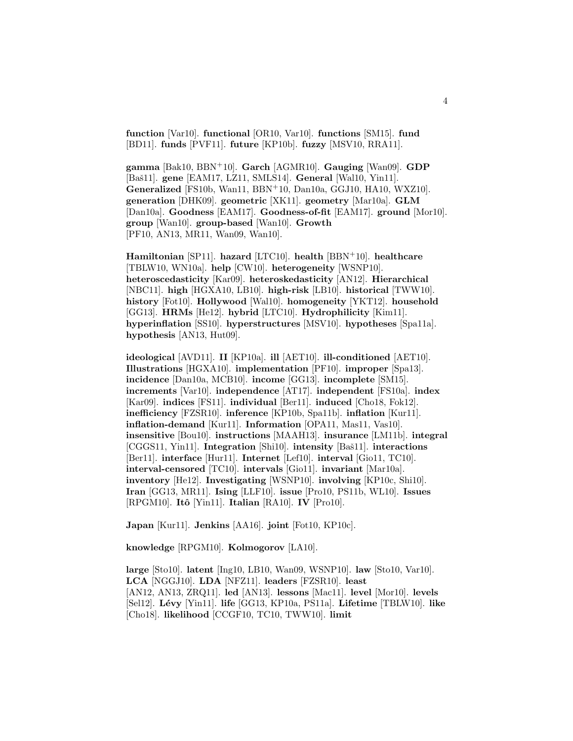**function** [Var10]. **functional** [OR10, Var10]. **functions** [SM15]. **fund** [BD11]. **funds** [PVF11]. **future** [KP10b]. **fuzzy** [MSV10, RRA11].

**gamma** [Bak10, BBN+10]. **Garch** [AGMR10]. **Gauging** [Wan09]. **GDP** [Baš11]. **gene** [EAM17, LZ11, SMLS14]. **General** [Wal10, Yin11]. **Generalized** [FS10b, Wan11, BBN+10, Dan10a, GGJ10, HA10, WXZ10]. **generation** [DHK09]. **geometric** [XK11]. **geometry** [Mar10a]. **GLM** [Dan10a]. **Goodness** [EAM17]. **Goodness-of-fit** [EAM17]. **ground** [Mor10]. **group** [Wan10]. **group-based** [Wan10]. **Growth** [PF10, AN13, MR11, Wan09, Wan10].

**Hamiltonian** [SP11]. **hazard** [LTC10]. **health** [BBN+10]. **healthcare** [TBLW10, WN10a]. **help** [CW10]. **heterogeneity** [WSNP10]. **heteroscedasticity** [Kar09]. **heteroskedasticity** [AN12]. **Hierarchical** [NBC11]. **high** [HGXA10, LB10]. **high-risk** [LB10]. **historical** [TWW10]. **history** [Fot10]. **Hollywood** [Wal10]. **homogeneity** [YKT12]. **household** [GG13]. **HRMs** [He12]. **hybrid** [LTC10]. **Hydrophilicity** [Kim11]. **hyperinflation** [SS10]. **hyperstructures** [MSV10]. **hypotheses** [Spa11a]. **hypothesis** [AN13, Hut09].

**ideological** [AVD11]. **II** [KP10a]. **ill** [AET10]. **ill-conditioned** [AET10]. **Illustrations** [HGXA10]. **implementation** [PF10]. **improper** [Spa13]. **incidence** [Dan10a, MCB10]. **income** [GG13]. **incomplete** [SM15]. **increments** [Var10]. **independence** [AT17]. **independent** [FS10a]. **index** [Kar09]. **indices** [FS11]. **individual** [Ber11]. **induced** [Cho18, Fok12]. **inefficiency** [FZSR10]. **inference** [KP10b, Spa11b]. **inflation** [Kur11]. **inflation-demand** [Kur11]. **Information** [OPA11, Mas11, Vas10]. **insensitive** [Bou10]. **instructions** [MAAH13]. **insurance** [LM11b]. **integral** [CGGS11, Yin11]. **Integration** [Shi10]. **intensity** [Baš11]. **interactions** [Ber11]. **interface** [Hur11]. **Internet** [Lef10]. **interval** [Gio11, TC10]. **interval-censored** [TC10]. **intervals** [Gio11]. **invariant** [Mar10a]. **inventory** [He12]. **Investigating** [WSNP10]. **involving** [KP10c, Shi10]. **Iran** [GG13, MR11]. **Ising** [LLF10]. **issue** [Pro10, PS11b, WL10]. **Issues** [RPGM10]. **Itô** [Yin11]. **Italian** [RA10]. **IV** [Pro10].

**Japan** [Kur11]. **Jenkins** [AA16]. **joint** [Fot10, KP10c].

**knowledge** [RPGM10]. **Kolmogorov** [LA10].

**large** [Sto10]. **latent** [Ing10, LB10, Wan09, WSNP10]. **law** [Sto10, Var10]. **LCA** [NGGJ10]. **LDA** [NFZ11]. **leaders** [FZSR10]. **least** [AN12, AN13, ZRQ11]. **led** [AN13]. **lessons** [Mac11]. **level** [Mor10]. **levels** [Sel12]. **Lévy** [Yin11]. **life** [GG13, KP10a, PS11a]. **Lifetime** [TBLW10]. **like** [Cho18]. **likelihood** [CCGF10, TC10, TWW10]. **limit**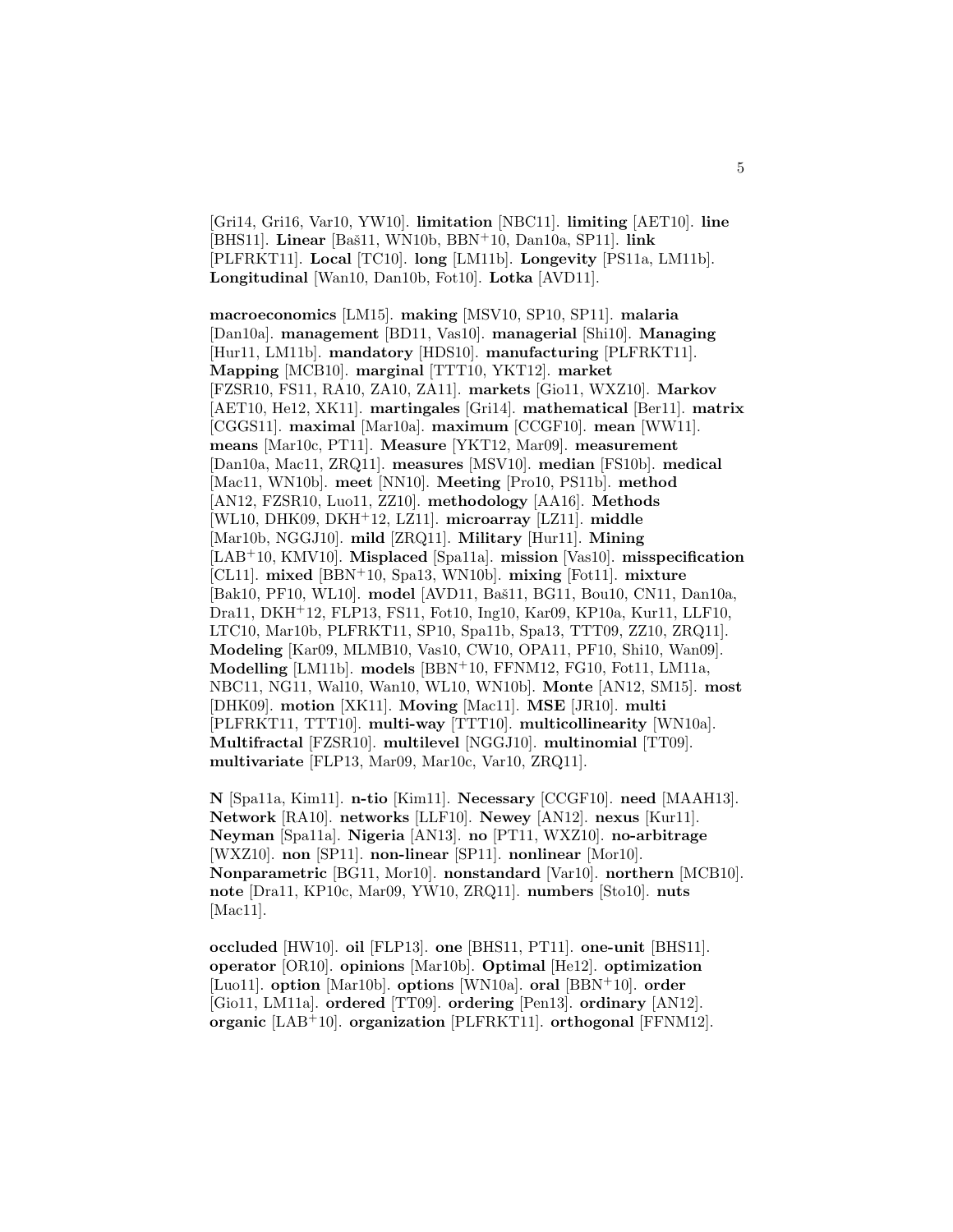[Gri14, Gri16, Var10, YW10]. **limitation** [NBC11]. **limiting** [AET10]. **line** [BHS11]. **Linear** [Baš11, WN10b, BBN+10, Dan10a, SP11]. **link** [PLFRKT11]. **Local** [TC10]. **long** [LM11b]. **Longevity** [PS11a, LM11b]. **Longitudinal** [Wan10, Dan10b, Fot10]. **Lotka** [AVD11].

**macroeconomics** [LM15]. **making** [MSV10, SP10, SP11]. **malaria** [Dan10a]. **management** [BD11, Vas10]. **managerial** [Shi10]. **Managing** [Hur11, LM11b]. **mandatory** [HDS10]. **manufacturing** [PLFRKT11]. **Mapping** [MCB10]. **marginal** [TTT10, YKT12]. **market** [FZSR10, FS11, RA10, ZA10, ZA11]. **markets** [Gio11, WXZ10]. **Markov** [AET10, He12, XK11]. **martingales** [Gri14]. **mathematical** [Ber11]. **matrix** [CGGS11]. **maximal** [Mar10a]. **maximum** [CCGF10]. **mean** [WW11]. **means** [Mar10c, PT11]. **Measure** [YKT12, Mar09]. **measurement** [Dan10a, Mac11, ZRQ11]. **measures** [MSV10]. **median** [FS10b]. **medical** [Mac11, WN10b]. **meet** [NN10]. **Meeting** [Pro10, PS11b]. **method** [AN12, FZSR10, Luo11, ZZ10]. **methodology** [AA16]. **Methods** [WL10, DHK09, DKH+12, LZ11]. **microarray** [LZ11]. **middle** [Mar10b, NGGJ10]. **mild** [ZRQ11]. **Military** [Hur11]. **Mining** [LAB+10, KMV10]. **Misplaced** [Spa11a]. **mission** [Vas10]. **misspecification** [CL11]. **mixed** [BBN+10, Spa13, WN10b]. **mixing** [Fot11]. **mixture** [Bak10, PF10, WL10]. **model** [AVD11, Baš11, BG11, Bou10, CN11, Dan10a, Dra11, DKH+12, FLP13, FS11, Fot10, Ing10, Kar09, KP10a, Kur11, LLF10, LTC10, Mar10b, PLFRKT11, SP10, Spa11b, Spa13, TTT09, ZZ10, ZRQ11]. **Modeling** [Kar09, MLMB10, Vas10, CW10, OPA11, PF10, Shi10, Wan09]. **Modelling** [LM11b]. **models** [BBN+10, FFNM12, FG10, Fot11, LM11a, NBC11, NG11, Wal10, Wan10, WL10, WN10b]. **Monte** [AN12, SM15]. **most** [DHK09]. **motion** [XK11]. **Moving** [Mac11]. **MSE** [JR10]. **multi** [PLFRKT11, TTT10]. **multi-way** [TTT10]. **multicollinearity** [WN10a]. **Multifractal** [FZSR10]. **multilevel** [NGGJ10]. **multinomial** [TT09]. **multivariate** [FLP13, Mar09, Mar10c, Var10, ZRQ11].

**N** [Spa11a, Kim11]. **n-tio** [Kim11]. **Necessary** [CCGF10]. **need** [MAAH13]. **Network** [RA10]. **networks** [LLF10]. **Newey** [AN12]. **nexus** [Kur11]. **Neyman** [Spa11a]. **Nigeria** [AN13]. **no** [PT11, WXZ10]. **no-arbitrage** [WXZ10]. **non** [SP11]. **non-linear** [SP11]. **nonlinear** [Mor10]. **Nonparametric** [BG11, Mor10]. **nonstandard** [Var10]. **northern** [MCB10]. **note** [Dra11, KP10c, Mar09, YW10, ZRQ11]. **numbers** [Sto10]. **nuts** [Mac11].

**occluded** [HW10]. **oil** [FLP13]. **one** [BHS11, PT11]. **one-unit** [BHS11]. **operator** [OR10]. **opinions** [Mar10b]. **Optimal** [He12]. **optimization** [Luo11]. **option** [Mar10b]. **options** [WN10a]. **oral** [BBN+10]. **order** [Gio11, LM11a]. **ordered** [TT09]. **ordering** [Pen13]. **ordinary** [AN12]. **organic** [LAB+10]. **organization** [PLFRKT11]. **orthogonal** [FFNM12].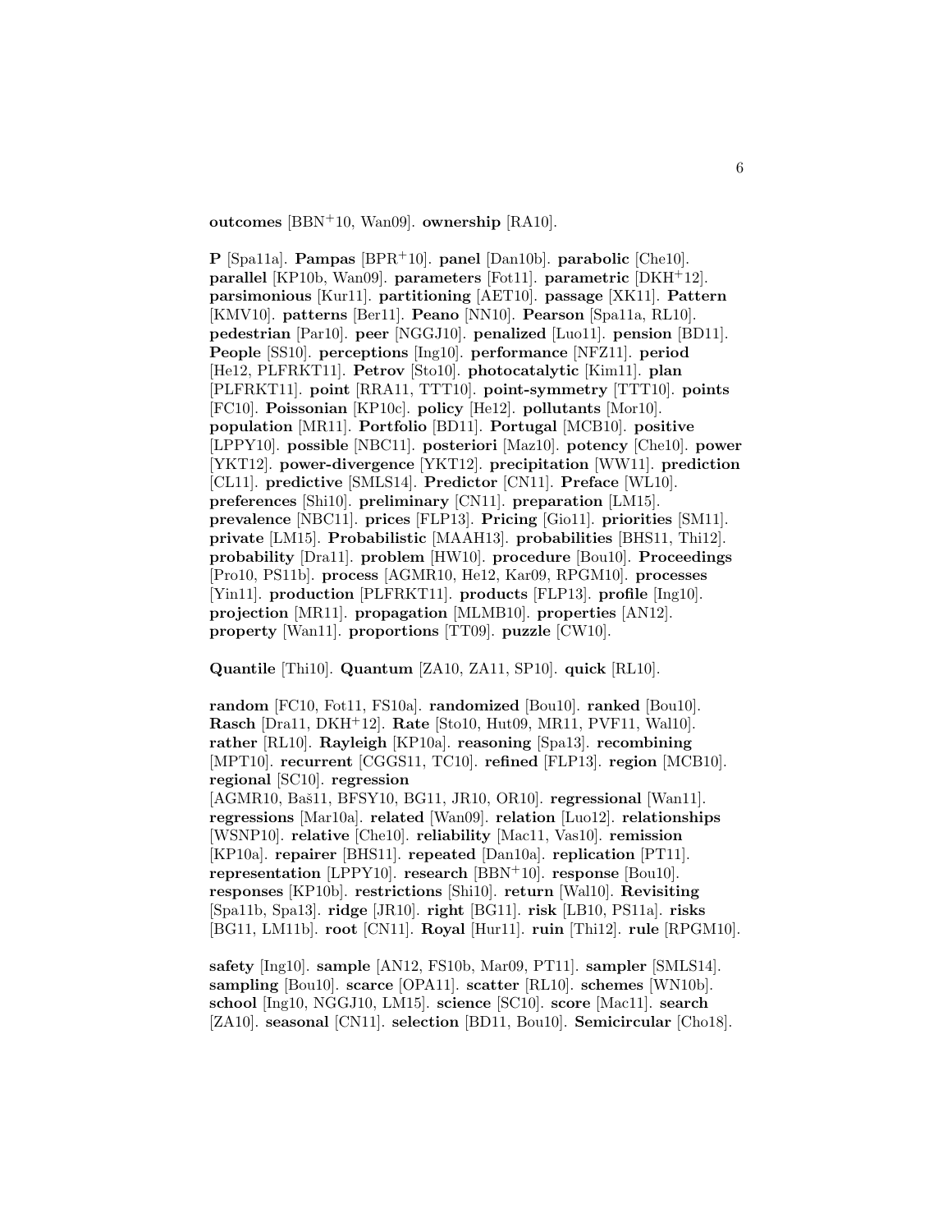**outcomes** [BBN+10, Wan09]. **ownership** [RA10].

**P** [Spa11a]. **Pampas** [BPR+10]. **panel** [Dan10b]. **parabolic** [Che10]. **parallel** [KP10b, Wan09]. **parameters** [Fot11]. **parametric** [DKH+12]. **parsimonious** [Kur11]. **partitioning** [AET10]. **passage** [XK11]. **Pattern** [KMV10]. **patterns** [Ber11]. **Peano** [NN10]. **Pearson** [Spa11a, RL10]. **pedestrian** [Par10]. **peer** [NGGJ10]. **penalized** [Luo11]. **pension** [BD11]. **People** [SS10]. **perceptions** [Ing10]. **performance** [NFZ11]. **period** [He12, PLFRKT11]. **Petrov** [Sto10]. **photocatalytic** [Kim11]. **plan** [PLFRKT11]. **point** [RRA11, TTT10]. **point-symmetry** [TTT10]. **points** [FC10]. **Poissonian** [KP10c]. **policy** [He12]. **pollutants** [Mor10]. **population** [MR11]. **Portfolio** [BD11]. **Portugal** [MCB10]. **positive** [LPPY10]. **possible** [NBC11]. **posteriori** [Maz10]. **potency** [Che10]. **power** [YKT12]. **power-divergence** [YKT12]. **precipitation** [WW11]. **prediction** [CL11]. **predictive** [SMLS14]. **Predictor** [CN11]. **Preface** [WL10]. **preferences** [Shi10]. **preliminary** [CN11]. **preparation** [LM15]. **prevalence** [NBC11]. **prices** [FLP13]. **Pricing** [Gio11]. **priorities** [SM11]. **private** [LM15]. **Probabilistic** [MAAH13]. **probabilities** [BHS11, Thi12]. **probability** [Dra11]. **problem** [HW10]. **procedure** [Bou10]. **Proceedings** [Pro10, PS11b]. **process** [AGMR10, He12, Kar09, RPGM10]. **processes** [Yin11]. **production** [PLFRKT11]. **products** [FLP13]. **profile** [Ing10]. **projection** [MR11]. **propagation** [MLMB10]. **properties** [AN12]. **property** [Wan11]. **proportions** [TT09]. **puzzle** [CW10].

**Quantile** [Thi10]. **Quantum** [ZA10, ZA11, SP10]. **quick** [RL10].

**random** [FC10, Fot11, FS10a]. **randomized** [Bou10]. **ranked** [Bou10]. **Rasch** [Dra11, DKH+12]. **Rate** [Sto10, Hut09, MR11, PVF11, Wal10]. **rather** [RL10]. **Rayleigh** [KP10a]. **reasoning** [Spa13]. **recombining** [MPT10]. **recurrent** [CGGS11, TC10]. **refined** [FLP13]. **region** [MCB10]. **regional** [SC10]. **regression** [AGMR10, Baš11, BFSY10, BG11, JR10, OR10]. **regressional** [Wan11]. **regressions** [Mar10a]. **related** [Wan09]. **relation** [Luo12]. **relationships** [WSNP10]. **relative** [Che10]. **reliability** [Mac11, Vas10]. **remission** [KP10a]. **repairer** [BHS11]. **repeated** [Dan10a]. **replication** [PT11]. **representation** [LPPY10]. **research** [BBN+10]. **response** [Bou10]. **responses** [KP10b]. **restrictions** [Shi10]. **return** [Wal10]. **Revisiting** [Spa11b, Spa13]. **ridge** [JR10]. **right** [BG11]. **risk** [LB10, PS11a]. **risks** [BG11, LM11b]. **root** [CN11]. **Royal** [Hur11]. **ruin** [Thi12]. **rule** [RPGM10].

**safety** [Ing10]. **sample** [AN12, FS10b, Mar09, PT11]. **sampler** [SMLS14]. **sampling** [Bou10]. **scarce** [OPA11]. **scatter** [RL10]. **schemes** [WN10b]. **school** [Ing10, NGGJ10, LM15]. **science** [SC10]. **score** [Mac11]. **search** [ZA10]. **seasonal** [CN11]. **selection** [BD11, Bou10]. **Semicircular** [Cho18].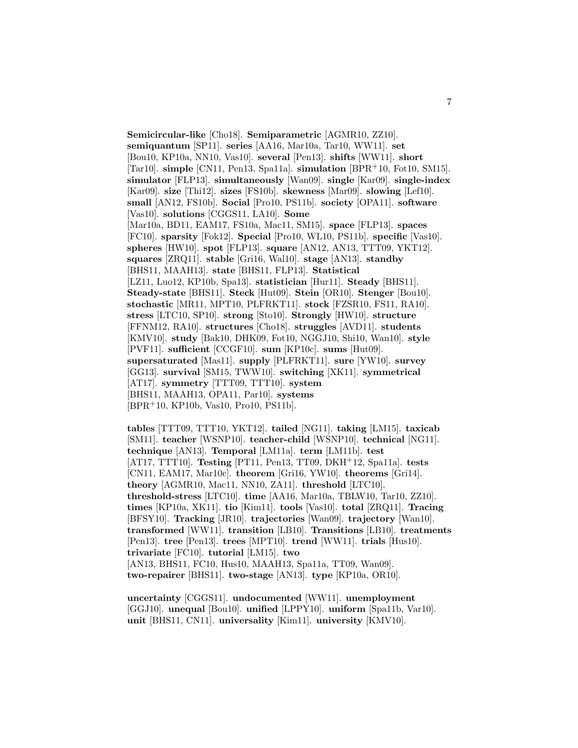**Semicircular-like** [Cho18]. **Semiparametric** [AGMR10, ZZ10]. **semiquantum** [SP11]. **series** [AA16, Mar10a, Tar10, WW11]. **set** [Bou10, KP10a, NN10, Vas10]. **several** [Pen13]. **shifts** [WW11]. **short** [Tar10]. **simple** [CN11, Pen13, Spa11a]. **simulation** [BPR+10, Fot10, SM15]. **simulator** [FLP13]. **simultaneously** [Wan09]. **single** [Kar09]. **single-index** [Kar09]. **size** [Thi12]. **sizes** [FS10b]. **skewness** [Mar09]. **slowing** [Lef10]. **small** [AN12, FS10b]. **Social** [Pro10, PS11b]. **society** [OPA11]. **software** [Vas10]. **solutions** [CGGS11, LA10]. **Some** [Mar10a, BD11, EAM17, FS10a, Mac11, SM15]. **space** [FLP13]. **spaces** [FC10]. **sparsity** [Fok12]. **Special** [Pro10, WL10, PS11b]. **specific** [Vas10]. **spheres** [HW10]. **spot** [FLP13]. **square** [AN12, AN13, TTT09, YKT12]. **squares** [ZRQ11]. **stable** [Gri16, Wal10]. **stage** [AN13]. **standby** [BHS11, MAAH13]. **state** [BHS11, FLP13]. **Statistical** [LZ11, Luo12, KP10b, Spa13]. **statistician** [Hur11]. **Steady** [BHS11]. **Steady-state** [BHS11]. **Steck** [Hut09]. **Stein** [OR10]. **Stenger** [Bou10]. **stochastic** [MR11, MPT10, PLFRKT11]. **stock** [FZSR10, FS11, RA10]. **stress** [LTC10, SP10]. **strong** [Sto10]. **Strongly** [HW10]. **structure** [FFNM12, RA10]. **structures** [Cho18]. **struggles** [AVD11]. **students** [KMV10]. **study** [Bak10, DHK09, Fot10, NGGJ10, Shi10, Wan10]. **style** [PVF11]. **sufficient** [CCGF10]. **sum** [KP10c]. **sums** [Hut09]. **supersaturated** [Mas11]. **supply** [PLFRKT11]. **sure** [YW10]. **survey** [GG13]. **survival** [SM15, TWW10]. **switching** [XK11]. **symmetrical** [AT17]. **symmetry** [TTT09, TTT10]. **system** [BHS11, MAAH13, OPA11, Par10]. **systems** [BPR+10, KP10b, Vas10, Pro10, PS11b].

**tables** [TTT09, TTT10, YKT12]. **tailed** [NG11]. **taking** [LM15]. **taxicab** [SM11]. **teacher** [WSNP10]. **teacher-child** [WSNP10]. **technical** [NG11]. **technique** [AN13]. **Temporal** [LM11a]. **term** [LM11b]. **test** [AT17, TTT10]. **Testing** [PT11, Pen13, TT09, DKH+12, Spa11a]. **tests** [CN11, EAM17, Mar10c]. **theorem** [Gri16, YW10]. **theorems** [Gri14]. **theory** [AGMR10, Mac11, NN10, ZA11]. **threshold** [LTC10]. **threshold-stress** [LTC10]. **time** [AA16, Mar10a, TBLW10, Tar10, ZZ10]. **times** [KP10a, XK11]. **tio** [Kim11]. **tools** [Vas10]. **total** [ZRQ11]. **Tracing** [BFSY10]. **Tracking** [JR10]. **trajectories** [Wan09]. **trajectory** [Wan10]. **transformed** [WW11]. **transition** [LB10]. **Transitions** [LB10]. **treatments** [Pen13]. **tree** [Pen13]. **trees** [MPT10]. **trend** [WW11]. **trials** [Hus10]. **trivariate** [FC10]. **tutorial** [LM15]. **two** [AN13, BHS11, FC10, Hus10, MAAH13, Spa11a, TT09, Wan09]. **two-repairer** [BHS11]. **two-stage** [AN13]. **type** [KP10a, OR10].

**uncertainty** [CGGS11]. **undocumented** [WW11]. **unemployment** [GGJ10]. **unequal** [Bou10]. **unified** [LPPY10]. **uniform** [Spa11b, Var10]. **unit** [BHS11, CN11]. **universality** [Kim11]. **university** [KMV10].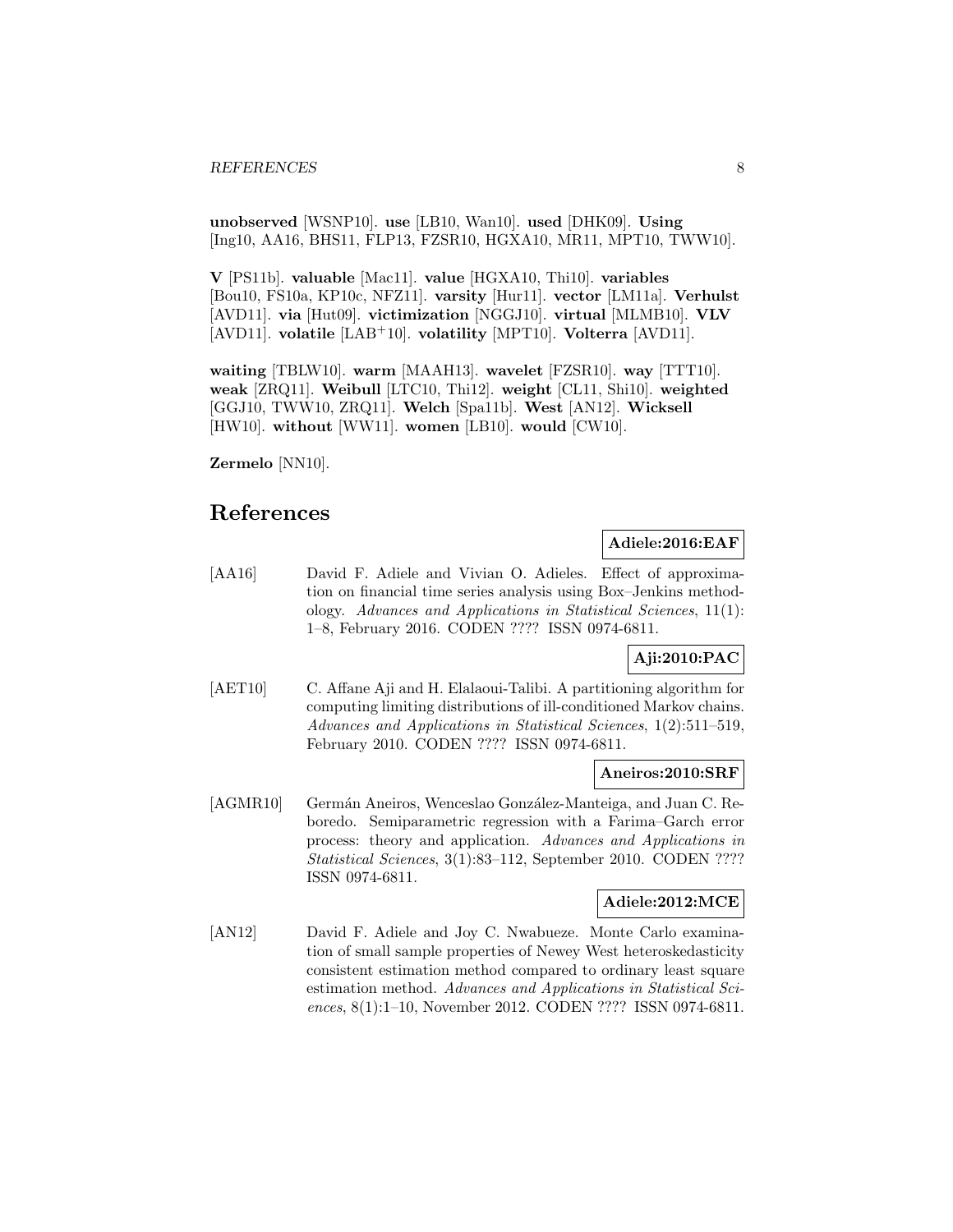**unobserved** [WSNP10]. **use** [LB10, Wan10]. **used** [DHK09]. **Using** [Ing10, AA16, BHS11, FLP13, FZSR10, HGXA10, MR11, MPT10, TWW10].

**V** [PS11b]. **valuable** [Mac11]. **value** [HGXA10, Thi10]. **variables** [Bou10, FS10a, KP10c, NFZ11]. **varsity** [Hur11]. **vector** [LM11a]. **Verhulst** [AVD11]. **via** [Hut09]. **victimization** [NGGJ10]. **virtual** [MLMB10]. **VLV** [AVD11]. **volatile** [LAB+10]. **volatility** [MPT10]. **Volterra** [AVD11].

**waiting** [TBLW10]. **warm** [MAAH13]. **wavelet** [FZSR10]. **way** [TTT10]. **weak** [ZRQ11]. **Weibull** [LTC10, Thi12]. **weight** [CL11, Shi10]. **weighted** [GGJ10, TWW10, ZRQ11]. **Welch** [Spa11b]. **West** [AN12]. **Wicksell** [HW10]. **without** [WW11]. **women** [LB10]. **would** [CW10].

**Zermelo** [NN10].

# References

**Adiele:2016:EAF**

[AA16] David F. Adiele and Vivian O. Adieles. Effect of approximation on financial time series analysis using Box–Jenkins methodology. *Advances and Applications in Statistical Sciences*, 11(1): 1–8, February 2016. CODEN ???? ISSN 0974-6811.

**Aji:2010:PAC**

[AET10] C. Affane Aji and H. Elalaoui-Talibi. A partitioning algorithm for computing limiting distributions of ill-conditioned Markov chains. *Advances and Applications in Statistical Sciences*, 1(2):511–519, February 2010. CODEN ???? ISSN 0974-6811.

**Aneiros:2010:SRF**

[AGMR10] Germán Aneiros, Wenceslao González-Manteiga, and Juan C. Reboredo. Semiparametric regression with a Farima–Garch error process: theory and application. *Advances and Applications in Statistical Sciences*, 3(1):83–112, September 2010. CODEN ???? ISSN 0974-6811.

**Adiele:2012:MCE**

[AN12] David F. Adiele and Joy C. Nwabueze. Monte Carlo examination of small sample properties of Newey West heteroskedasticity consistent estimation method compared to ordinary least square estimation method. *Advances and Applications in Statistical Sciences*, 8(1):1–10, November 2012. CODEN ???? ISSN 0974-6811.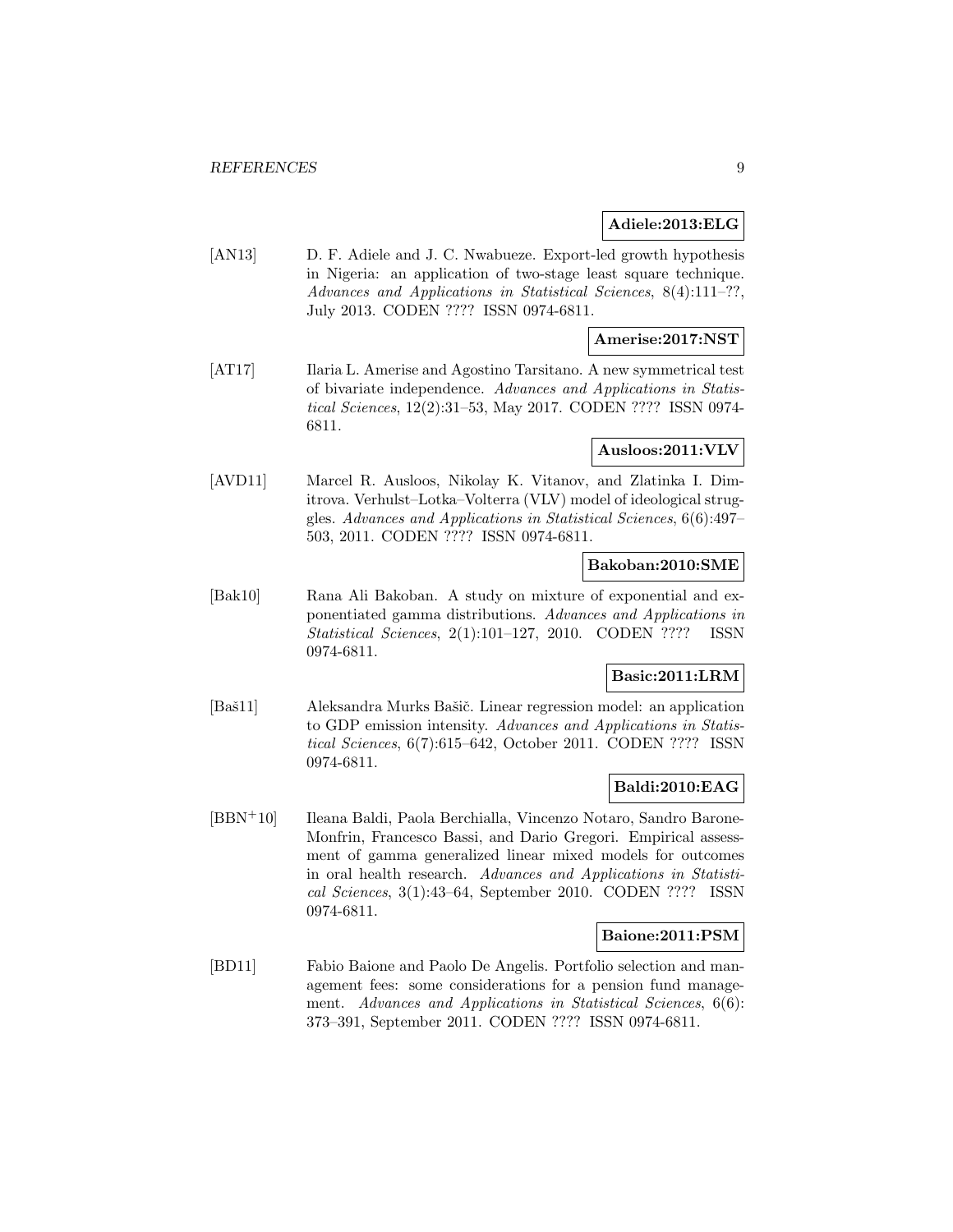**Adiele:2013:ELG**

[AN13] D. F. Adiele and J. C. Nwabueze. Export-led growth hypothesis in Nigeria: an application of two-stage least square technique. *Advances and Applications in Statistical Sciences*, 8(4):111–??, July 2013. CODEN ???? ISSN 0974-6811.

**Amerise:2017:NST**

[AT17] Ilaria L. Amerise and Agostino Tarsitano. A new symmetrical test of bivariate independence. *Advances and Applications in Statistical Sciences*, 12(2):31–53, May 2017. CODEN ???? ISSN 0974-6811.

**Ausloos:2011:VLV**

[AVD11] Marcel R. Ausloos, Nikolay K. Vitanov, and Zlatinka I. Dimitrova. Verhulst–Lotka–Volterra (VLV) model of ideological struggles. *Advances and Applications in Statistical Sciences*, 6(6):497–503, 2011. CODEN ???? ISSN 0974-6811.

**Bakoban:2010:SME**

[Bak10] Rana Ali Bakoban. A study on mixture of exponential and exponentiated gamma distributions. *Advances and Applications in Statistical Sciences*, 2(1):101–127, 2010. CODEN ???? ISSN 0974-6811.

**Basic:2011:LRM**

[Baš11] Aleksandra Murks Bašič. Linear regression model: an application to GDP emission intensity. *Advances and Applications in Statistical Sciences*, 6(7):615–642, October 2011. CODEN ???? ISSN 0974-6811.

**Baldi:2010:EAG**

[BBN+10] Ileana Baldi, Paola Berchialla, Vincenzo Notaro, Sandro Barone-Monfrin, Francesco Bassi, and Dario Gregori. Empirical assessment of gamma generalized linear mixed models for outcomes in oral health research. *Advances and Applications in Statistical Sciences*, 3(1):43–64, September 2010. CODEN ???? ISSN 0974-6811.

**Baione:2011:PSM**

[BD11] Fabio Baione and Paolo De Angelis. Portfolio selection and management fees: some considerations for a pension fund management. *Advances and Applications in Statistical Sciences*, 6(6): 373–391, September 2011. CODEN ???? ISSN 0974-6811.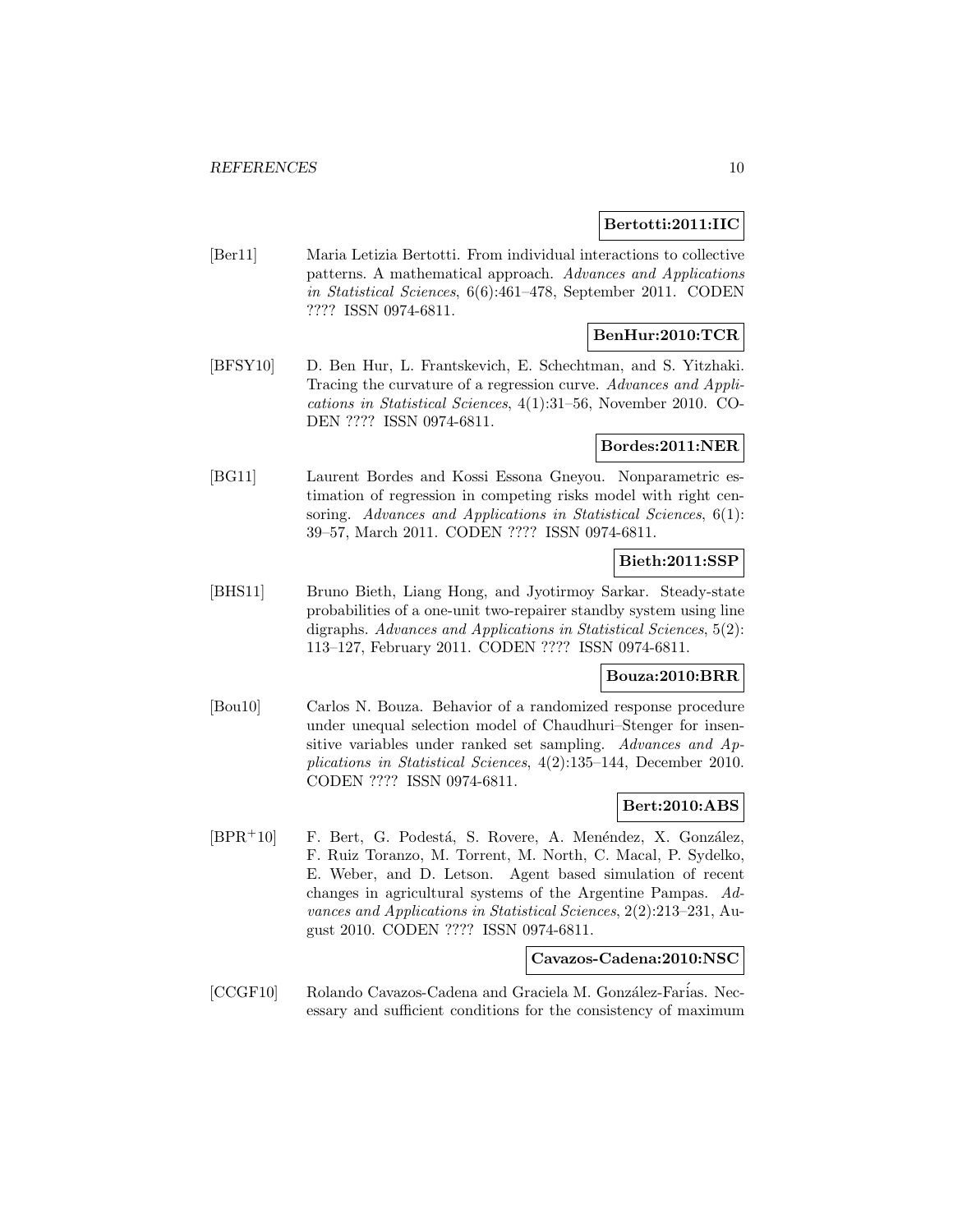**Bertotti:2011:IIC**

[Ber11] Maria Letizia Bertotti. From individual interactions to collective patterns. A mathematical approach. *Advances and Applications in Statistical Sciences*, 6(6):461–478, September 2011. CODEN ???? ISSN 0974-6811.

**BenHur:2010:TCR**

[BFSY10] D. Ben Hur, L. Frantskevich, E. Schechtman, and S. Yitzhaki. Tracing the curvature of a regression curve. *Advances and Applications in Statistical Sciences*, 4(1):31–56, November 2010. CODEN ???? ISSN 0974-6811.

**Bordes:2011:NER**

[BG11] Laurent Bordes and Kossi Essona Gneyou. Nonparametric estimation of regression in competing risks model with right censoring. *Advances and Applications in Statistical Sciences*, 6(1): 39–57, March 2011. CODEN ???? ISSN 0974-6811.

**Bieth:2011:SSP**

[BHS11] Bruno Bieth, Liang Hong, and Jyotirmoy Sarkar. Steady-state probabilities of a one-unit two-repairer standby system using line digraphs. *Advances and Applications in Statistical Sciences*, 5(2): 113–127, February 2011. CODEN ???? ISSN 0974-6811.

**Bouza:2010:BRR**

[Bou10] Carlos N. Bouza. Behavior of a randomized response procedure under unequal selection model of Chaudhuri–Stenger for insensitive variables under ranked set sampling. *Advances and Applications in Statistical Sciences*, 4(2):135–144, December 2010. CODEN ???? ISSN 0974-6811.

**Bert:2010:ABS**

[BPR+10] F. Bert, G. Podestá, S. Rovere, A. Menéndez, X. González, F. Ruiz Toranzo, M. Torrent, M. North, C. Macal, P. Sydelko, E. Weber, and D. Letson. Agent based simulation of recent changes in agricultural systems of the Argentine Pampas. *Advances and Applications in Statistical Sciences*, 2(2):213–231, August 2010. CODEN ???? ISSN 0974-6811.

**Cavazos-Cadena:2010:NSC**

[CCGF10] Rolando Cavazos-Cadena and Graciela M. González-Farías. Necessary and sufficient conditions for the consistency of maximum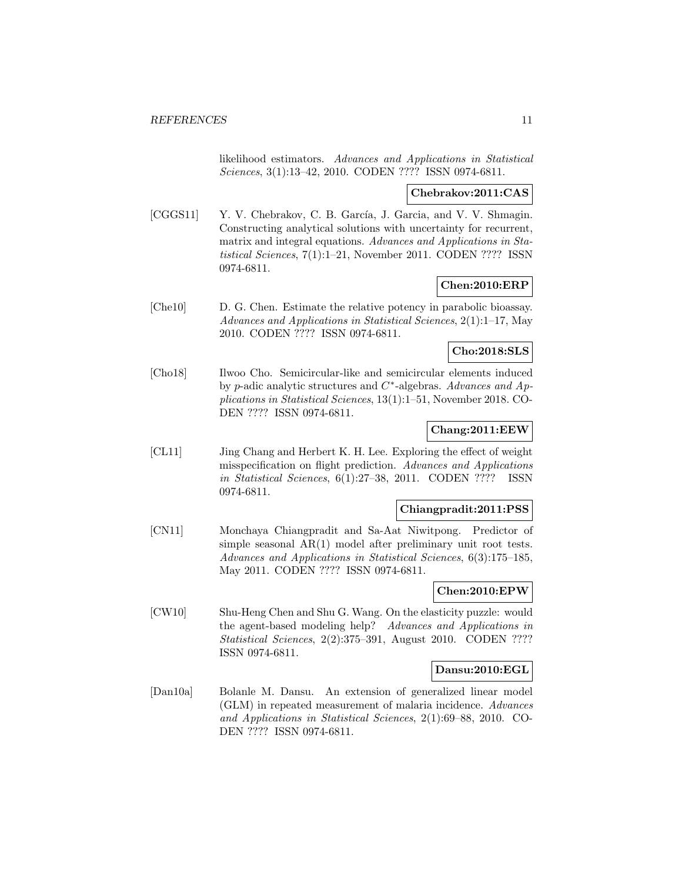likelihood estimators. *Advances and Applications in Statistical Sciences*, 3(1):13–42, 2010. CODEN ???? ISSN 0974-6811.

**Chebrakov:2011:CAS**

[CGGS11] Y. V. Chebrakov, C. B. García, J. Garcia, and V. V. Shmagin. Constructing analytical solutions with uncertainty for recurrent, matrix and integral equations. *Advances and Applications in Statistical Sciences*, 7(1):1–21, November 2011. CODEN ???? ISSN 0974-6811.

**Chen:2010:ERP**

[Che10] D. G. Chen. Estimate the relative potency in parabolic bioassay. *Advances and Applications in Statistical Sciences*, 2(1):1–17, May 2010. CODEN ???? ISSN 0974-6811.

**Cho:2018:SLS**

[Cho18] Ilwoo Cho. Semicircular-like and semicircular elements induced by $p$-adic analytic structures and $C^*$-algebras. *Advances and Applications in Statistical Sciences*, 13(1):1–51, November 2018. CODEN ???? ISSN 0974-6811.

**Chang:2011:EEW**

[CL11] Jing Chang and Herbert K. H. Lee. Exploring the effect of weight misspecification on flight prediction. *Advances and Applications in Statistical Sciences*, 6(1):27–38, 2011. CODEN ???? ISSN 0974-6811.

**Chiangpradit:2011:PSS**

[CN11] Monchaya Chiangpradit and Sa-Aat Niwitpong. Predictor of simple seasonal AR(1) model after preliminary unit root tests. *Advances and Applications in Statistical Sciences*, 6(3):175–185, May 2011. CODEN ???? ISSN 0974-6811.

**Chen:2010:EPW**

[CW10] Shu-Heng Chen and Shu G. Wang. On the elasticity puzzle: would the agent-based modeling help? *Advances and Applications in Statistical Sciences*, 2(2):375–391, August 2010. CODEN ???? ISSN 0974-6811.

**Dansu:2010:EGL**

[Dan10a] Bolanle M. Dansu. An extension of generalized linear model (GLM) in repeated measurement of malaria incidence. *Advances and Applications in Statistical Sciences*, 2(1):69–88, 2010. CODEN ???? ISSN 0974-6811.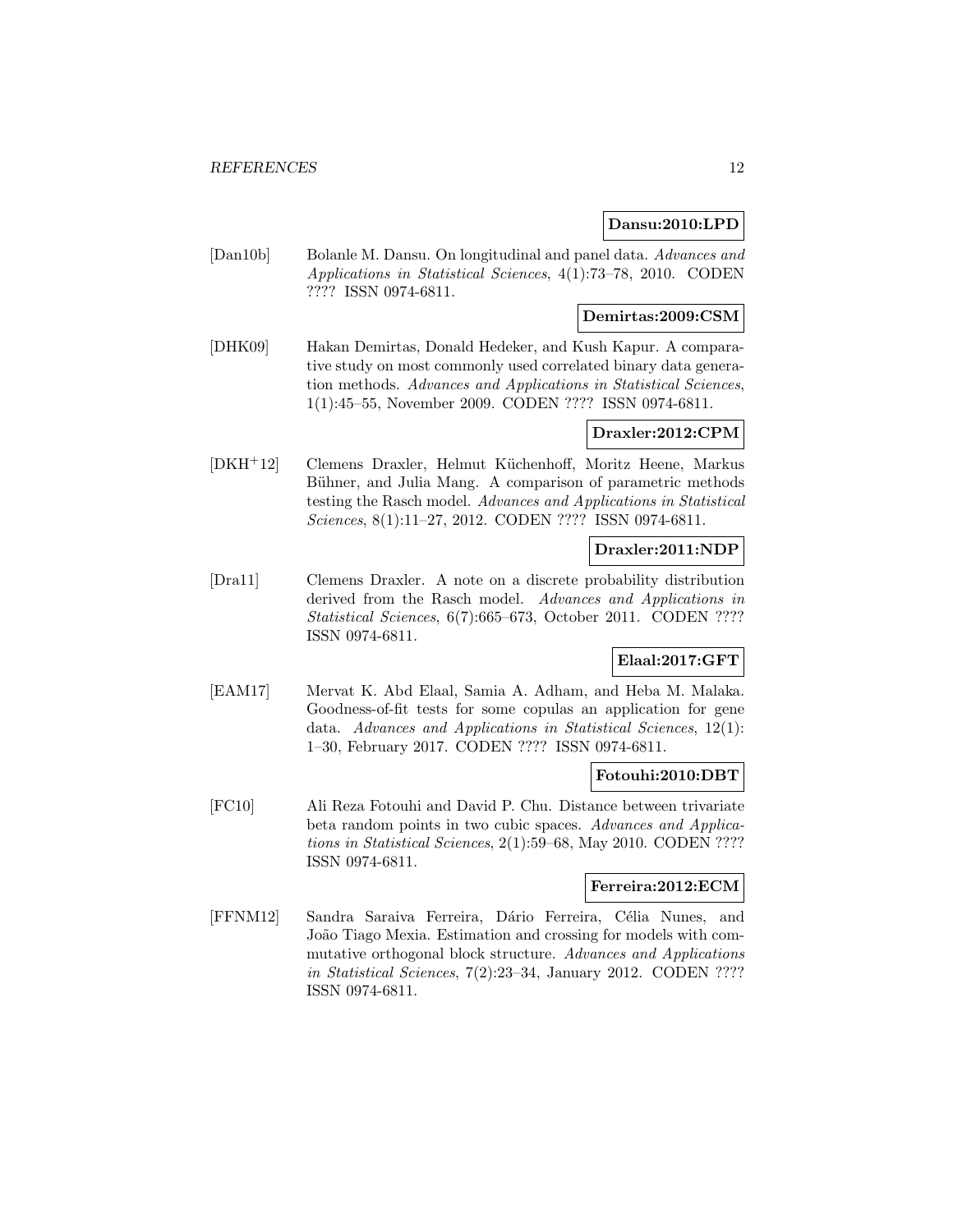**Dansu:2010:LPD**

[Dan10b] Bolanle M. Dansu. On longitudinal and panel data. *Advances and Applications in Statistical Sciences*, 4(1):73–78, 2010. CODEN ???? ISSN 0974-6811.

**Demirtas:2009:CSM**

[DHK09] Hakan Demirtas, Donald Hedeker, and Kush Kapur. A comparative study on most commonly used correlated binary data generation methods. *Advances and Applications in Statistical Sciences*, 1(1):45–55, November 2009. CODEN ???? ISSN 0974-6811.

**Draxler:2012:CPM**

[DKH+12] Clemens Draxler, Helmut Küchenhoff, Moritz Heene, Markus Bühner, and Julia Mang. A comparison of parametric methods testing the Rasch model. *Advances and Applications in Statistical Sciences*, 8(1):11–27, 2012. CODEN ???? ISSN 0974-6811.

**Draxler:2011:NDP**

[Dra11] Clemens Draxler. A note on a discrete probability distribution derived from the Rasch model. *Advances and Applications in Statistical Sciences*, 6(7):665–673, October 2011. CODEN ???? ISSN 0974-6811.

**Elaal:2017:GFT**

[EAM17] Mervat K. Abd Elaal, Samia A. Adham, and Heba M. Malaka. Goodness-of-fit tests for some copulas an application for gene data. *Advances and Applications in Statistical Sciences*, 12(1): 1–30, February 2017. CODEN ???? ISSN 0974-6811.

**Fotouhi:2010:DBT**

[FC10] Ali Reza Fotouhi and David P. Chu. Distance between trivariate beta random points in two cubic spaces. *Advances and Applications in Statistical Sciences*, 2(1):59–68, May 2010. CODEN ???? ISSN 0974-6811.

**Ferreira:2012:ECM**

[FFNM12] Sandra Saraiva Ferreira, Dário Ferreira, Célia Nunes, and João Tiago Mexia. Estimation and crossing for models with commutative orthogonal block structure. *Advances and Applications in Statistical Sciences*, 7(2):23–34, January 2012. CODEN ???? ISSN 0974-6811.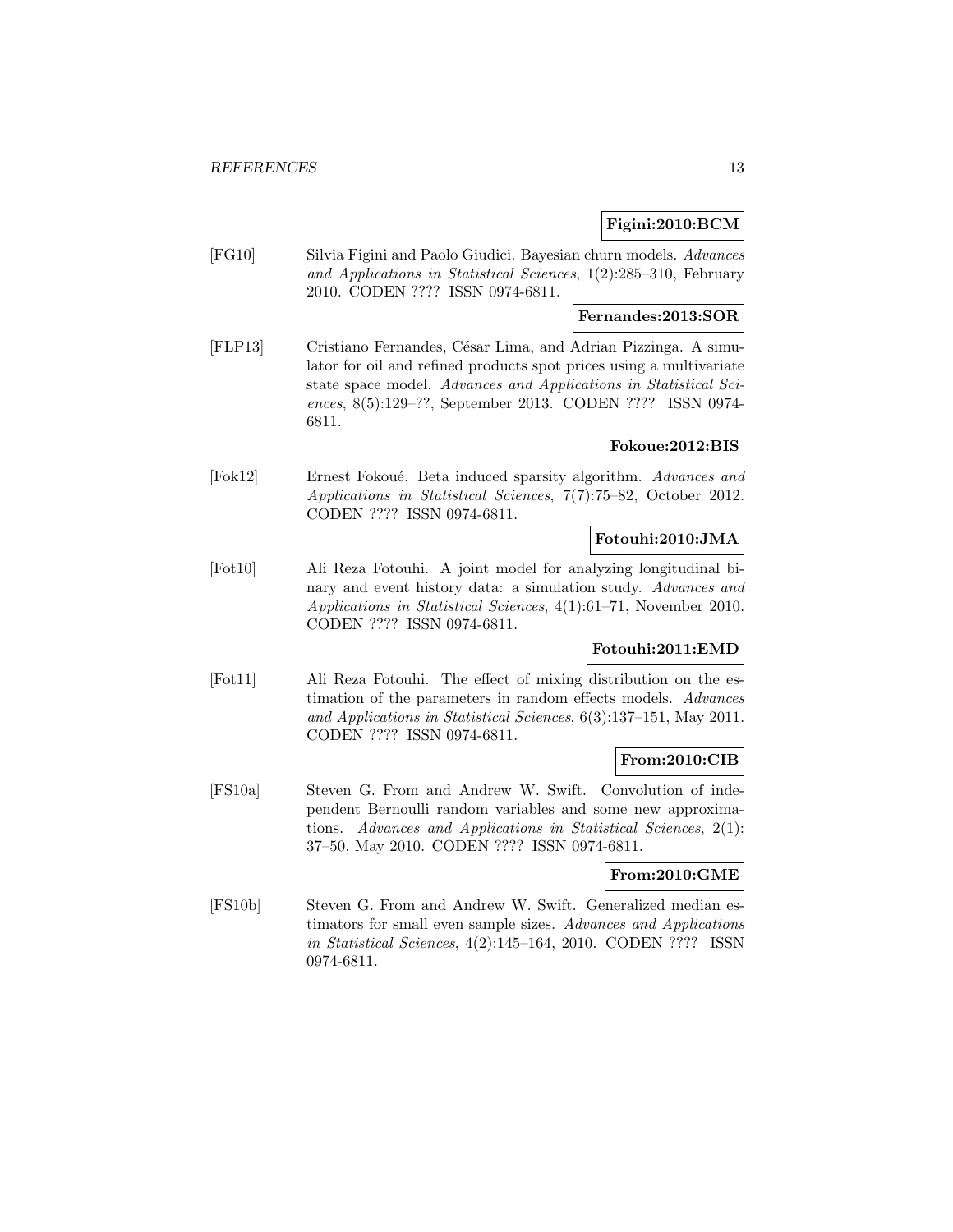**Figini:2010:BCM**

[FG10] Silvia Figini and Paolo Giudici. Bayesian churn models. *Advances and Applications in Statistical Sciences*, 1(2):285–310, February 2010. CODEN ???? ISSN 0974-6811.

**Fernandes:2013:SOR**

[FLP13] Cristiano Fernandes, César Lima, and Adrian Pizzinga. A simulator for oil and refined products spot prices using a multivariate state space model. *Advances and Applications in Statistical Sciences*, 8(5):129–??, September 2013. CODEN ???? ISSN 0974-6811.

**Fokoue:2012:BIS**

[Fok12] Ernest Fokoué. Beta induced sparsity algorithm. *Advances and Applications in Statistical Sciences*, 7(7):75–82, October 2012. CODEN ???? ISSN 0974-6811.

**Fotouhi:2010:JMA**

[Fot10] Ali Reza Fotouhi. A joint model for analyzing longitudinal binary and event history data: a simulation study. *Advances and Applications in Statistical Sciences*, 4(1):61–71, November 2010. CODEN ???? ISSN 0974-6811.

**Fotouhi:2011:EMD**

[Fot11] Ali Reza Fotouhi. The effect of mixing distribution on the estimation of the parameters in random effects models. *Advances and Applications in Statistical Sciences*, 6(3):137–151, May 2011. CODEN ???? ISSN 0974-6811.

**From:2010:CIB**

[FS10a] Steven G. From and Andrew W. Swift. Convolution of independent Bernoulli random variables and some new approximations. *Advances and Applications in Statistical Sciences*, 2(1): 37–50, May 2010. CODEN ???? ISSN 0974-6811.

**From:2010:GME**

[FS10b] Steven G. From and Andrew W. Swift. Generalized median estimators for small even sample sizes. *Advances and Applications in Statistical Sciences*, 4(2):145–164, 2010. CODEN ???? ISSN 0974-6811.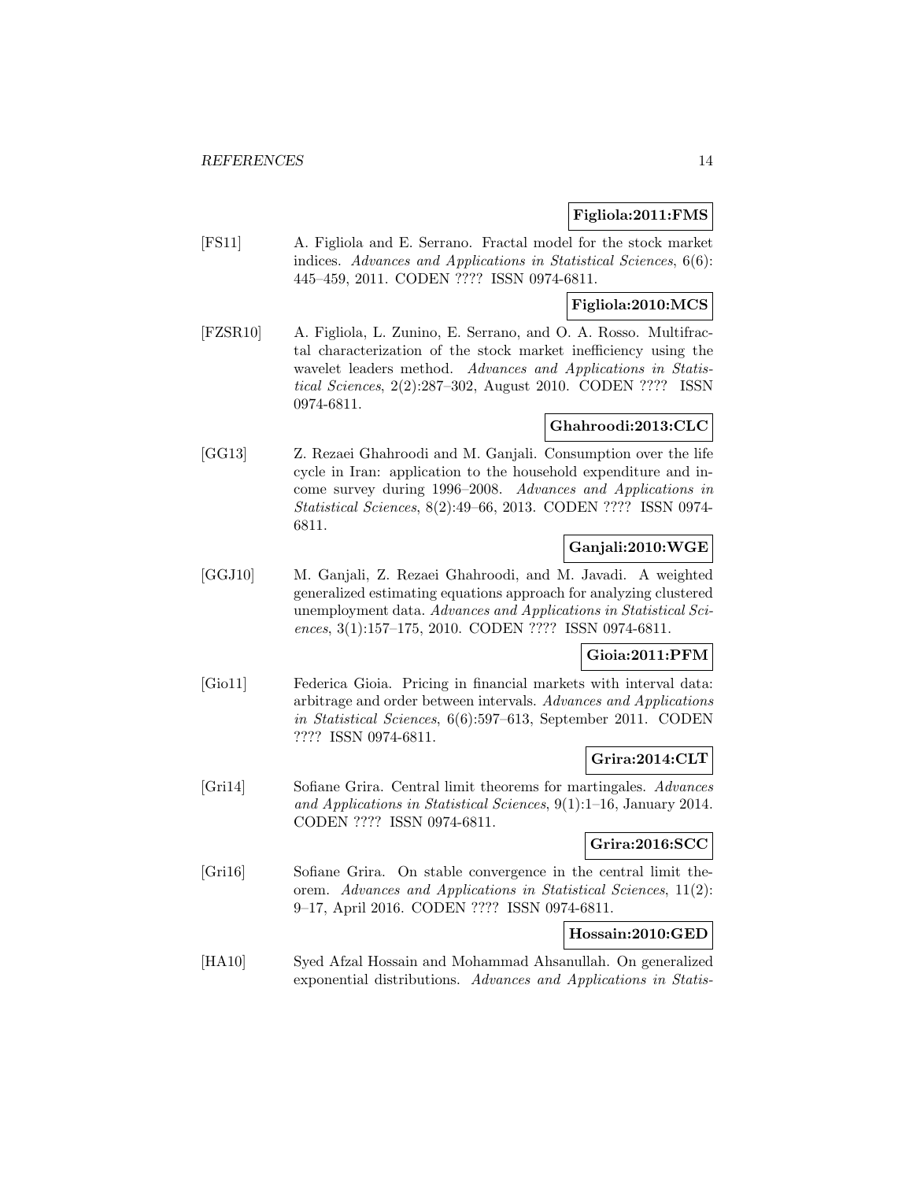**Figliola:2011:FMS**

[FS11] A. Figliola and E. Serrano. Fractal model for the stock market indices. *Advances and Applications in Statistical Sciences*, 6(6): 445–459, 2011. CODEN ???? ISSN 0974-6811.

**Figliola:2010:MCS**

[FZSR10] A. Figliola, L. Zunino, E. Serrano, and O. A. Rosso. Multifractal characterization of the stock market inefficiency using the wavelet leaders method. *Advances and Applications in Statistical Sciences*, 2(2):287–302, August 2010. CODEN ???? ISSN 0974-6811.

**Ghahroodi:2013:CLC**

[GG13] Z. Rezaei Ghahroodi and M. Ganjali. Consumption over the life cycle in Iran: application to the household expenditure and income survey during 1996–2008. *Advances and Applications in Statistical Sciences*, 8(2):49–66, 2013. CODEN ???? ISSN 0974-6811.

**Ganjali:2010:WGE**

[GGJ10] M. Ganjali, Z. Rezaei Ghahroodi, and M. Javadi. A weighted generalized estimating equations approach for analyzing clustered unemployment data. *Advances and Applications in Statistical Sciences*, 3(1):157–175, 2010. CODEN ???? ISSN 0974-6811.

**Gioia:2011:PFM**

[Gio11] Federica Gioia. Pricing in financial markets with interval data: arbitrage and order between intervals. *Advances and Applications in Statistical Sciences*, 6(6):597–613, September 2011. CODEN ???? ISSN 0974-6811.

**Grira:2014:CLT**

[Gri14] Sofiane Grira. Central limit theorems for martingales. *Advances and Applications in Statistical Sciences*, 9(1):1–16, January 2014. CODEN ???? ISSN 0974-6811.

**Grira:2016:SCC**

[Gri16] Sofiane Grira. On stable convergence in the central limit theorem. *Advances and Applications in Statistical Sciences*, 11(2): 9–17, April 2016. CODEN ???? ISSN 0974-6811.

**Hossain:2010:GED**

[HA10] Syed Afzal Hossain and Mohammad Ahsanullah. On generalized exponential distributions. *Advances and Applications in Statis-*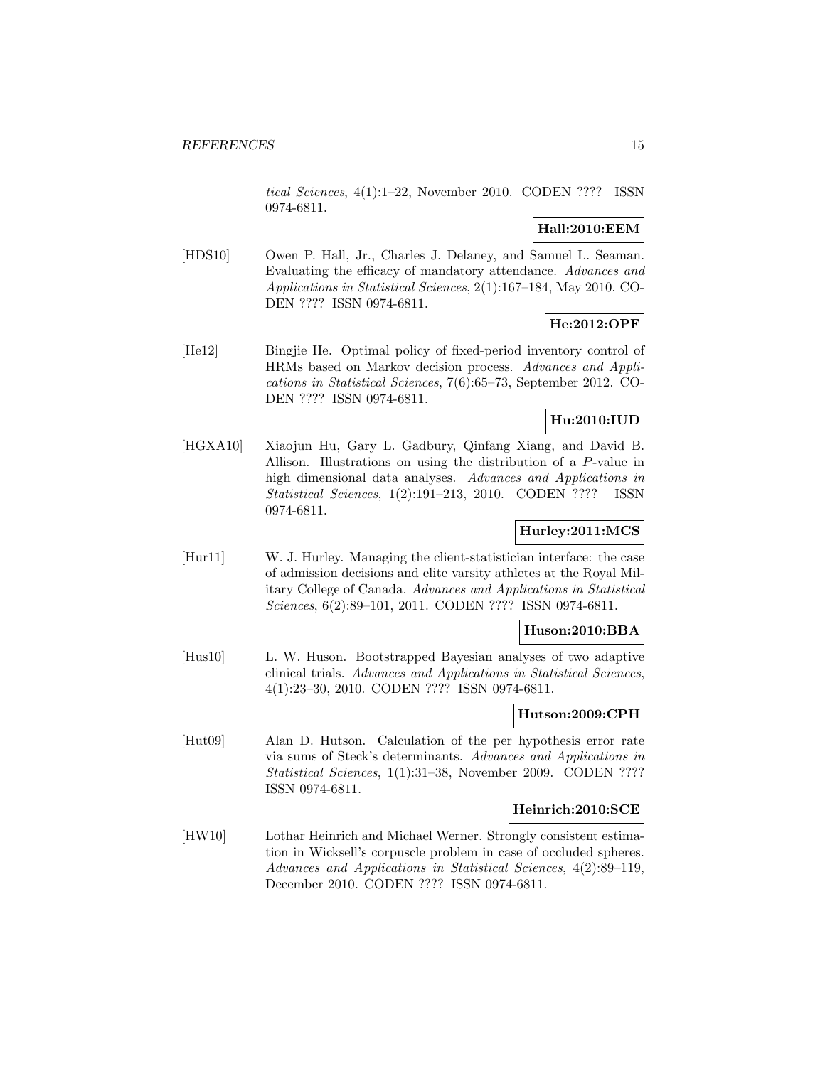*tical Sciences*, 4(1):1–22, November 2010. CODEN ???? ISSN 0974-6811.

**Hall:2010:EEM**

[HDS10] Owen P. Hall, Jr., Charles J. Delaney, and Samuel L. Seaman. Evaluating the efficacy of mandatory attendance. *Advances and Applications in Statistical Sciences*, 2(1):167–184, May 2010. CODEN ???? ISSN 0974-6811.

**He:2012:OPF**

[He12] Bingjie He. Optimal policy of fixed-period inventory control of HRMs based on Markov decision process. *Advances and Applications in Statistical Sciences*, 7(6):65–73, September 2012. CODEN ???? ISSN 0974-6811.

**Hu:2010:IUD**

[HGXA10] Xiaojun Hu, Gary L. Gadbury, Qinfang Xiang, and David B. Allison. Illustrations on using the distribution of a $P$-value in high dimensional data analyses. *Advances and Applications in Statistical Sciences*, 1(2):191–213, 2010. CODEN ???? ISSN 0974-6811.

**Hurley:2011:MCS**

[Hur11] W. J. Hurley. Managing the client-statistician interface: the case of admission decisions and elite varsity athletes at the Royal Military College of Canada. *Advances and Applications in Statistical Sciences*, 6(2):89–101, 2011. CODEN ???? ISSN 0974-6811.

**Huson:2010:BBA**

[Hus10] L. W. Huson. Bootstrapped Bayesian analyses of two adaptive clinical trials. *Advances and Applications in Statistical Sciences*, 4(1):23–30, 2010. CODEN ???? ISSN 0974-6811.

**Hutson:2009:CPH**

[Hut09] Alan D. Hutson. Calculation of the per hypothesis error rate via sums of Steck's determinants. *Advances and Applications in Statistical Sciences*, 1(1):31–38, November 2009. CODEN ???? ISSN 0974-6811.

**Heinrich:2010:SCE**

[HW10] Lothar Heinrich and Michael Werner. Strongly consistent estimation in Wicksell's corpuscle problem in case of occluded spheres. *Advances and Applications in Statistical Sciences*, 4(2):89–119, December 2010. CODEN ???? ISSN 0974-6811.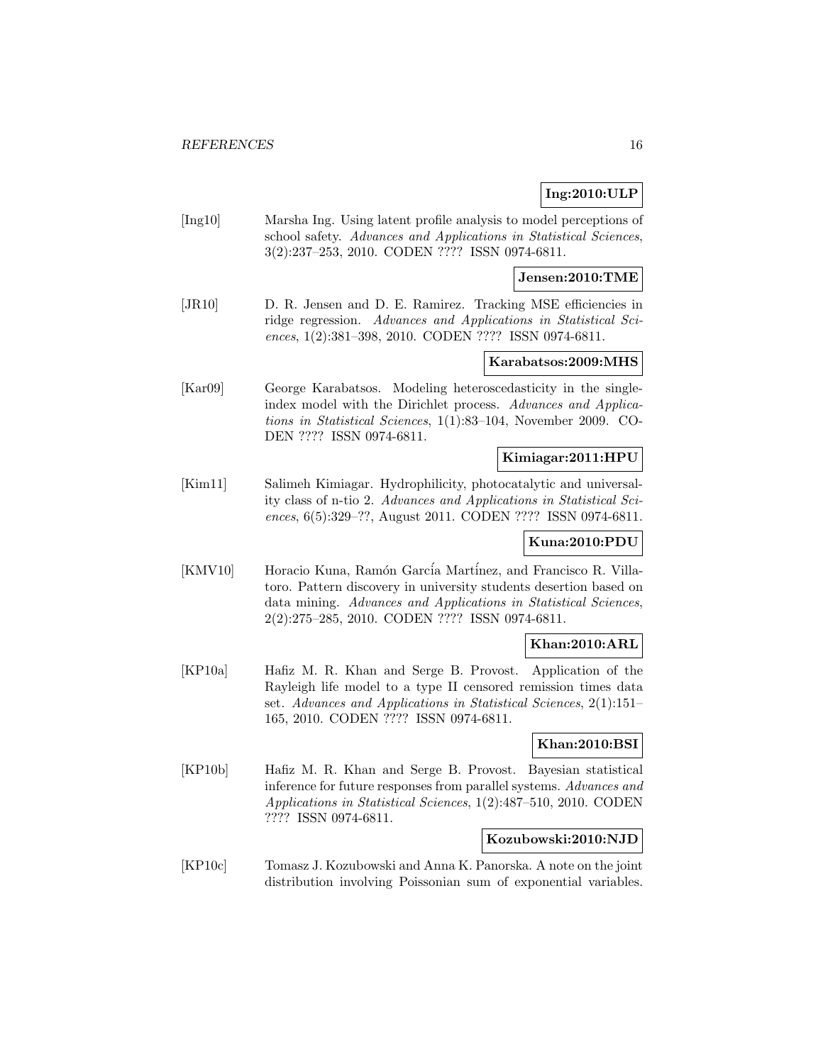**Ing:2010:ULP**

[Ing10] Marsha Ing. Using latent profile analysis to model perceptions of school safety. *Advances and Applications in Statistical Sciences*, 3(2):237–253, 2010. CODEN ???? ISSN 0974-6811.

**Jensen:2010:TME**

[JR10] D. R. Jensen and D. E. Ramirez. Tracking MSE efficiencies in ridge regression. *Advances and Applications in Statistical Sciences*, 1(2):381–398, 2010. CODEN ???? ISSN 0974-6811.

**Karabatsos:2009:MHS**

[Kar09] George Karabatsos. Modeling heteroscedasticity in the single-index model with the Dirichlet process. *Advances and Applications in Statistical Sciences*, 1(1):83–104, November 2009. CODEN ???? ISSN 0974-6811.

**Kimiagar:2011:HPU**

[Kim11] Salimeh Kimiagar. Hydrophilicity, photocatalytic and universality class of n-tio 2. *Advances and Applications in Statistical Sciences*, 6(5):329–??, August 2011. CODEN ???? ISSN 0974-6811.

**Kuna:2010:PDU**

[KMV10] Horacio Kuna, Ramón García Martínez, and Francisco R. Villatoro. Pattern discovery in university students desertion based on data mining. *Advances and Applications in Statistical Sciences*, 2(2):275–285, 2010. CODEN ???? ISSN 0974-6811.

**Khan:2010:ARL**

[KP10a] Hafiz M. R. Khan and Serge B. Provost. Application of the Rayleigh life model to a type II censored remission times data set. *Advances and Applications in Statistical Sciences*, 2(1):151–165, 2010. CODEN ???? ISSN 0974-6811.

**Khan:2010:BSI**

[KP10b] Hafiz M. R. Khan and Serge B. Provost. Bayesian statistical inference for future responses from parallel systems. *Advances and Applications in Statistical Sciences*, 1(2):487–510, 2010. CODEN ???? ISSN 0974-6811.

**Kozubowski:2010:NJD**

[KP10c] Tomasz J. Kozubowski and Anna K. Panorska. A note on the joint distribution involving Poissonian sum of exponential variables.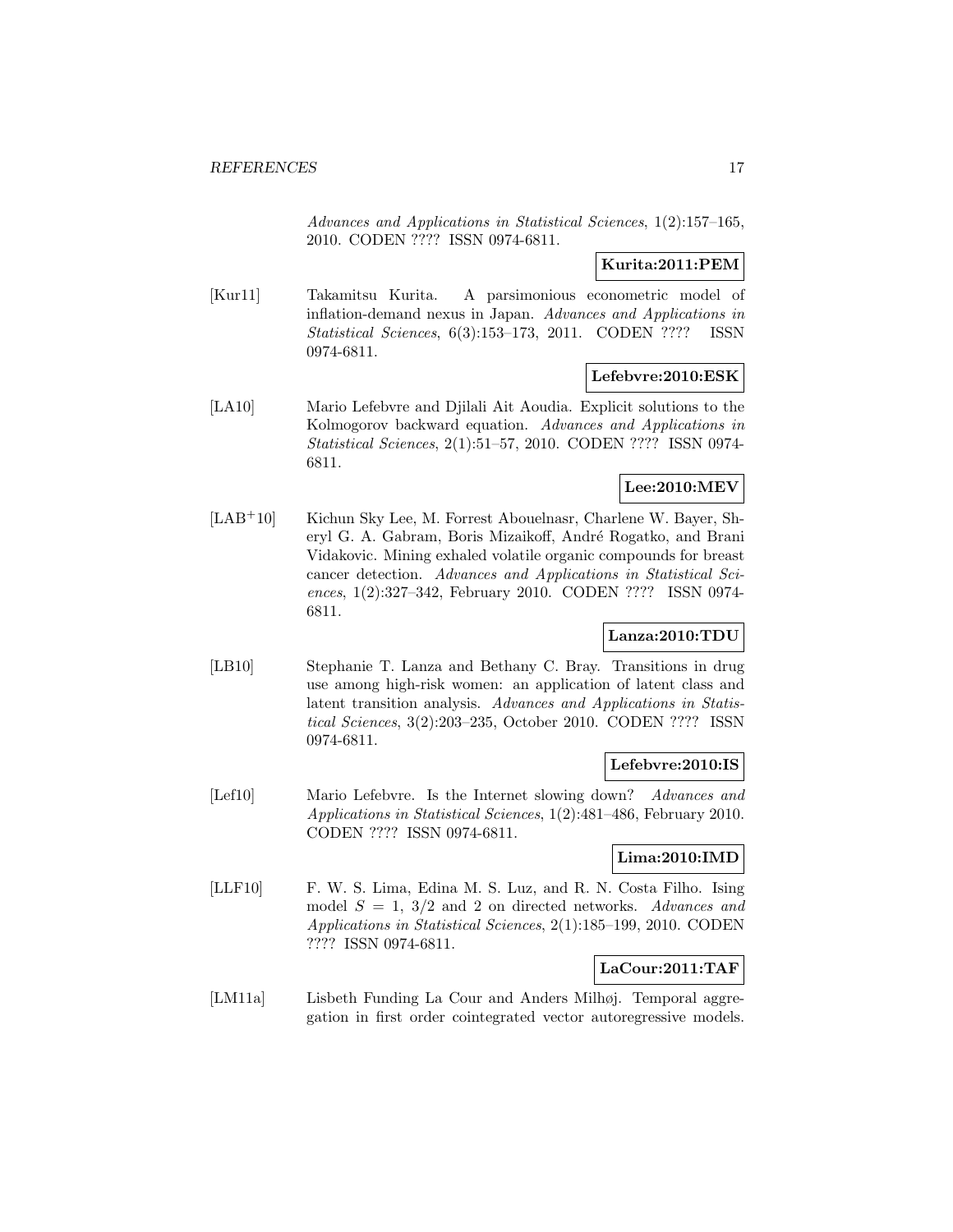*Advances and Applications in Statistical Sciences*, 1(2):157–165, 2010. CODEN ???? ISSN 0974-6811.

**Kurita:2011:PEM**

[Kur11] Takamitsu Kurita. A parsimonious econometric model of inflation-demand nexus in Japan. *Advances and Applications in Statistical Sciences*, 6(3):153–173, 2011. CODEN ???? ISSN 0974-6811.

**Lefebvre:2010:ESK**

[LA10] Mario Lefebvre and Djilali Ait Aoudia. Explicit solutions to the Kolmogorov backward equation. *Advances and Applications in Statistical Sciences*, 2(1):51–57, 2010. CODEN ???? ISSN 0974-6811.

**Lee:2010:MEV**

[LAB+10] Kichun Sky Lee, M. Forrest Abouelnasr, Charlene W. Bayer, Sheryl G. A. Gabram, Boris Mizaikoff, André Rogatko, and Brani Vidakovic. Mining exhaled volatile organic compounds for breast cancer detection. *Advances and Applications in Statistical Sciences*, 1(2):327–342, February 2010. CODEN ???? ISSN 0974-6811.

**Lanza:2010:TDU**

[LB10] Stephanie T. Lanza and Bethany C. Bray. Transitions in drug use among high-risk women: an application of latent class and latent transition analysis. *Advances and Applications in Statistical Sciences*, 3(2):203–235, October 2010. CODEN ???? ISSN 0974-6811.

**Lefebvre:2010:IS**

[Lef10] Mario Lefebvre. Is the Internet slowing down? *Advances and Applications in Statistical Sciences*, 1(2):481–486, February 2010. CODEN ???? ISSN 0974-6811.

**Lima:2010:IMD**

[LLF10] F. W. S. Lima, Edina M. S. Luz, and R. N. Costa Filho. Ising model $S = 1$, $3/2$ and 2 on directed networks. *Advances and Applications in Statistical Sciences*, 2(1):185–199, 2010. CODEN ???? ISSN 0974-6811.

**LaCour:2011:TAF**

[LM11a] Lisbeth Funding La Cour and Anders Milhøj. Temporal aggregation in first order cointegrated vector autoregressive models.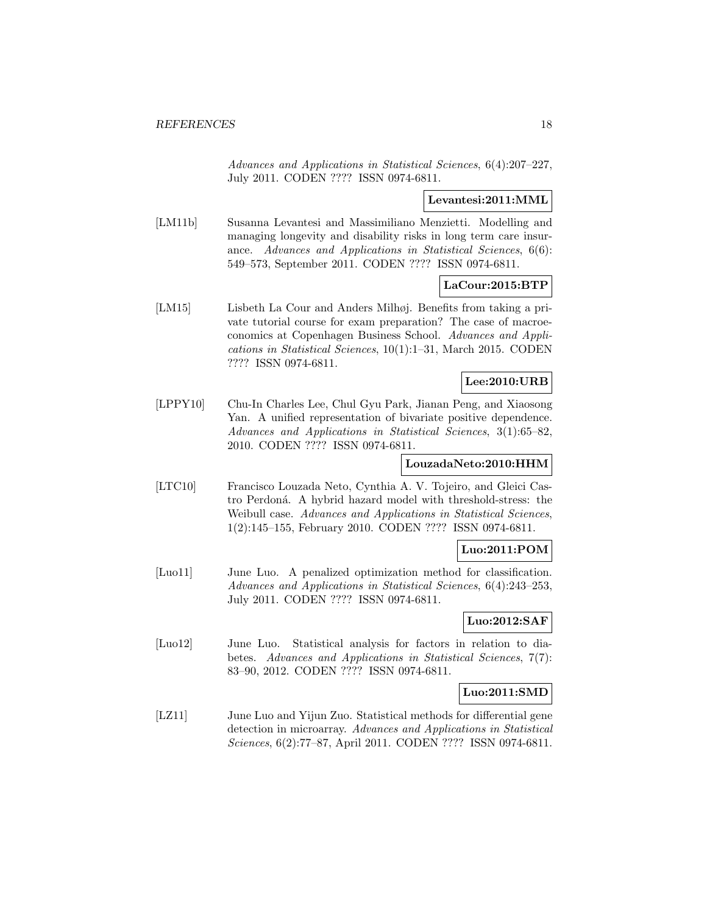*Advances and Applications in Statistical Sciences*, 6(4):207–227, July 2011. CODEN ???? ISSN 0974-6811.

**Levantesi:2011:MML**

[LM11b] Susanna Levantesi and Massimiliano Menzietti. Modelling and managing longevity and disability risks in long term care insurance. *Advances and Applications in Statistical Sciences*, 6(6): 549–573, September 2011. CODEN ???? ISSN 0974-6811.

**LaCour:2015:BTP**

[LM15] Lisbeth La Cour and Anders Milhøj. Benefits from taking a private tutorial course for exam preparation? The case of macroeconomics at Copenhagen Business School. *Advances and Applications in Statistical Sciences*, 10(1):1–31, March 2015. CODEN ???? ISSN 0974-6811.

**Lee:2010:URB**

[LPPY10] Chu-In Charles Lee, Chul Gyu Park, Jianan Peng, and Xiaosong Yan. A unified representation of bivariate positive dependence. *Advances and Applications in Statistical Sciences*, 3(1):65–82, 2010. CODEN ???? ISSN 0974-6811.

**LouzadaNeto:2010:HHM**

[LTC10] Francisco Louzada Neto, Cynthia A. V. Tojeiro, and Gleici Castro Perdoná. A hybrid hazard model with threshold-stress: the Weibull case. *Advances and Applications in Statistical Sciences*, 1(2):145–155, February 2010. CODEN ???? ISSN 0974-6811.

**Luo:2011:POM**

[Luo11] June Luo. A penalized optimization method for classification. *Advances and Applications in Statistical Sciences*, 6(4):243–253, July 2011. CODEN ???? ISSN 0974-6811.

**Luo:2012:SAF**

[Luo12] June Luo. Statistical analysis for factors in relation to diabetes. *Advances and Applications in Statistical Sciences*, 7(7): 83–90, 2012. CODEN ???? ISSN 0974-6811.

**Luo:2011:SMD**

[LZ11] June Luo and Yijun Zuo. Statistical methods for differential gene detection in microarray. *Advances and Applications in Statistical Sciences*, 6(2):77–87, April 2011. CODEN ???? ISSN 0974-6811.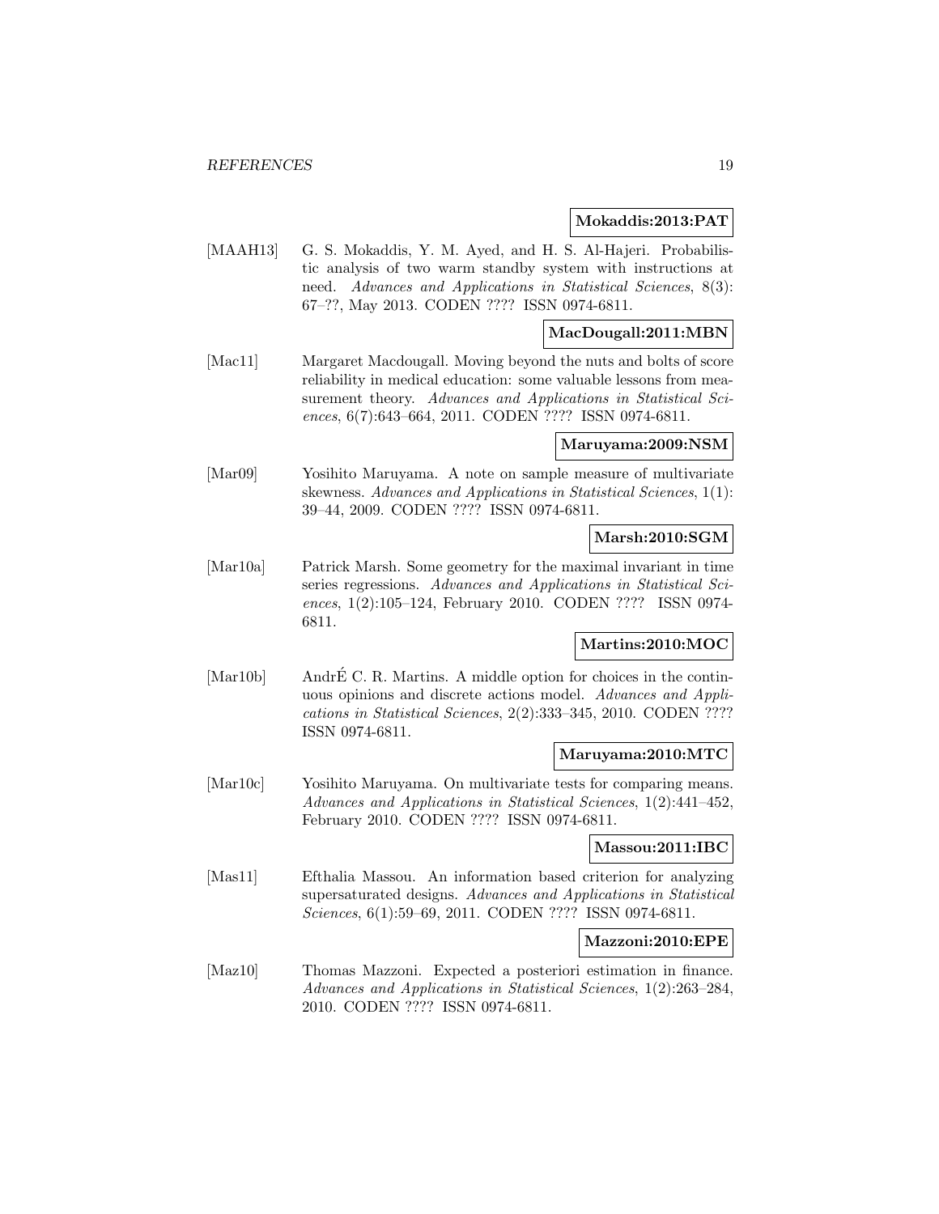**Mokaddis:2013:PAT**

[MAAH13] G. S. Mokaddis, Y. M. Ayed, and H. S. Al-Hajeri. Probabilistic analysis of two warm standby system with instructions at need. *Advances and Applications in Statistical Sciences*, 8(3): 67–??, May 2013. CODEN ???? ISSN 0974-6811.

**MacDougall:2011:MBN**

[Mac11] Margaret Macdougall. Moving beyond the nuts and bolts of score reliability in medical education: some valuable lessons from measurement theory. *Advances and Applications in Statistical Sciences*, 6(7):643–664, 2011. CODEN ???? ISSN 0974-6811.

**Maruyama:2009:NSM**

[Mar09] Yosihito Maruyama. A note on sample measure of multivariate skewness. *Advances and Applications in Statistical Sciences*, 1(1): 39–44, 2009. CODEN ???? ISSN 0974-6811.

**Marsh:2010:SGM**

[Mar10a] Patrick Marsh. Some geometry for the maximal invariant in time series regressions. *Advances and Applications in Statistical Sciences*, 1(2):105–124, February 2010. CODEN ???? ISSN 0974-6811.

**Martins:2010:MOC**

[Mar10b] AndrÉ C. R. Martins. A middle option for choices in the continuous opinions and discrete actions model. *Advances and Applications in Statistical Sciences*, 2(2):333–345, 2010. CODEN ???? ISSN 0974-6811.

**Maruyama:2010:MTC**

[Mar10c] Yosihito Maruyama. On multivariate tests for comparing means. *Advances and Applications in Statistical Sciences*, 1(2):441–452, February 2010. CODEN ???? ISSN 0974-6811.

**Massou:2011:IBC**

[Mas11] Efthalia Massou. An information based criterion for analyzing supersaturated designs. *Advances and Applications in Statistical Sciences*, 6(1):59–69, 2011. CODEN ???? ISSN 0974-6811.

**Mazzoni:2010:EPE**

[Maz10] Thomas Mazzoni. Expected a posteriori estimation in finance. *Advances and Applications in Statistical Sciences*, 1(2):263–284, 2010. CODEN ???? ISSN 0974-6811.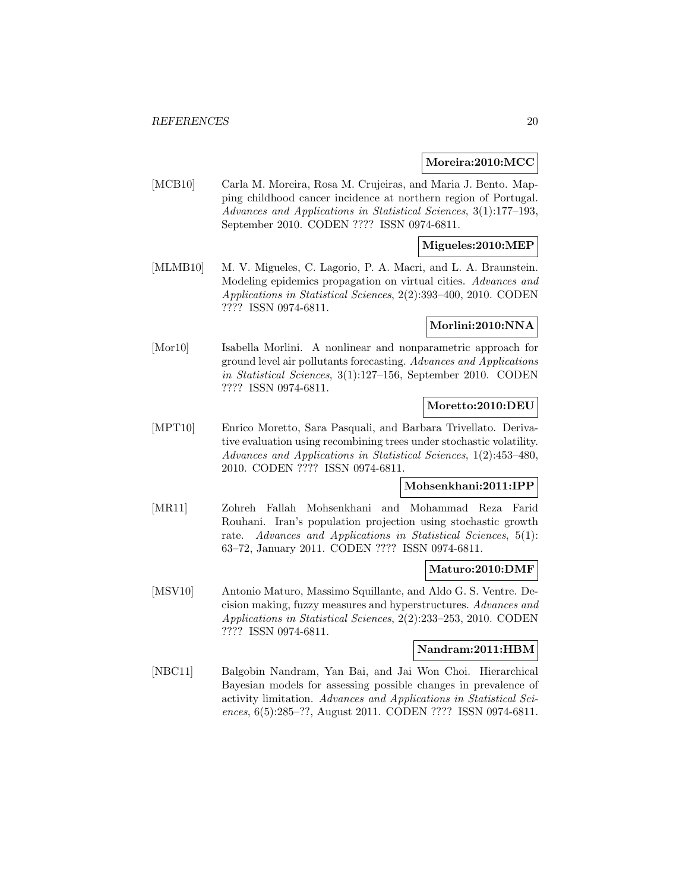**Moreira:2010:MCC**

[MCB10] Carla M. Moreira, Rosa M. Crujeiras, and Maria J. Bento. Mapping childhood cancer incidence at northern region of Portugal. *Advances and Applications in Statistical Sciences*, 3(1):177–193, September 2010. CODEN ???? ISSN 0974-6811.

**Migueles:2010:MEP**

[MLMB10] M. V. Migueles, C. Lagorio, P. A. Macri, and L. A. Braunstein. Modeling epidemics propagation on virtual cities. *Advances and Applications in Statistical Sciences*, 2(2):393–400, 2010. CODEN ???? ISSN 0974-6811.

**Morlini:2010:NNA**

[Mor10] Isabella Morlini. A nonlinear and nonparametric approach for ground level air pollutants forecasting. *Advances and Applications in Statistical Sciences*, 3(1):127–156, September 2010. CODEN ???? ISSN 0974-6811.

**Moretto:2010:DEU**

[MPT10] Enrico Moretto, Sara Pasquali, and Barbara Trivellato. Derivative evaluation using recombining trees under stochastic volatility. *Advances and Applications in Statistical Sciences*, 1(2):453–480, 2010. CODEN ???? ISSN 0974-6811.

**Mohsenkhani:2011:IPP**

[MR11] Zohreh Fallah Mohsenkhani and Mohammad Reza Farid Rouhani. Iran's population projection using stochastic growth rate. *Advances and Applications in Statistical Sciences*, 5(1): 63–72, January 2011. CODEN ???? ISSN 0974-6811.

**Maturo:2010:DMF**

[MSV10] Antonio Maturo, Massimo Squillante, and Aldo G. S. Ventre. Decision making, fuzzy measures and hyperstructures. *Advances and Applications in Statistical Sciences*, 2(2):233–253, 2010. CODEN ???? ISSN 0974-6811.

**Nandram:2011:HBM**

[NBC11] Balgobin Nandram, Yan Bai, and Jai Won Choi. Hierarchical Bayesian models for assessing possible changes in prevalence of activity limitation. *Advances and Applications in Statistical Sciences*, 6(5):285–??, August 2011. CODEN ???? ISSN 0974-6811.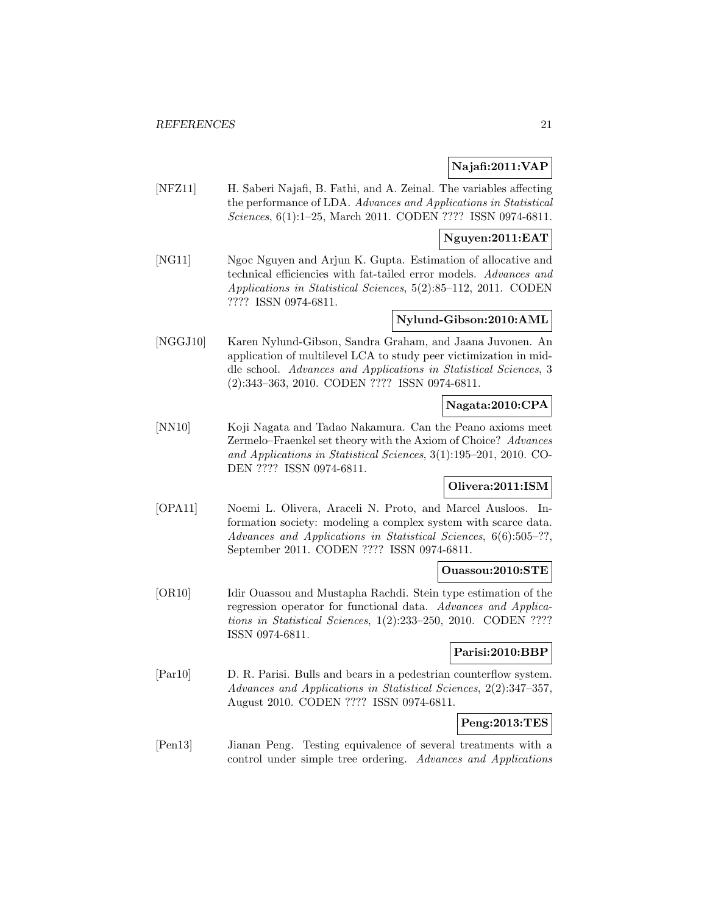**Najafi:2011:VAP**

[NFZ11] H. Saberi Najafi, B. Fathi, and A. Zeinal. The variables affecting the performance of LDA. *Advances and Applications in Statistical Sciences*, 6(1):1–25, March 2011. CODEN ???? ISSN 0974-6811.

**Nguyen:2011:EAT**

[NG11] Ngoc Nguyen and Arjun K. Gupta. Estimation of allocative and technical efficiencies with fat-tailed error models. *Advances and Applications in Statistical Sciences*, 5(2):85–112, 2011. CODEN ???? ISSN 0974-6811.

**Nylund-Gibson:2010:AML**

[NGGJ10] Karen Nylund-Gibson, Sandra Graham, and Jaana Juvonen. An application of multilevel LCA to study peer victimization in middle school. *Advances and Applications in Statistical Sciences*, 3 (2):343–363, 2010. CODEN ???? ISSN 0974-6811.

**Nagata:2010:CPA**

[NN10] Koji Nagata and Tadao Nakamura. Can the Peano axioms meet Zermelo–Fraenkel set theory with the Axiom of Choice? *Advances and Applications in Statistical Sciences*, 3(1):195–201, 2010. CODEN ???? ISSN 0974-6811.

**Olivera:2011:ISM**

[OPA11] Noemi L. Olivera, Araceli N. Proto, and Marcel Ausloos. Information society: modeling a complex system with scarce data. *Advances and Applications in Statistical Sciences*, 6(6):505–??, September 2011. CODEN ???? ISSN 0974-6811.

**Ouassou:2010:STE**

[OR10] Idir Ouassou and Mustapha Rachdi. Stein type estimation of the regression operator for functional data. *Advances and Applications in Statistical Sciences*, 1(2):233–250, 2010. CODEN ???? ISSN 0974-6811.

**Parisi:2010:BBP**

[Par10] D. R. Parisi. Bulls and bears in a pedestrian counterflow system. *Advances and Applications in Statistical Sciences*, 2(2):347–357, August 2010. CODEN ???? ISSN 0974-6811.

**Peng:2013:TES**

[Pen13] Jianan Peng. Testing equivalence of several treatments with a control under simple tree ordering. *Advances and Applications*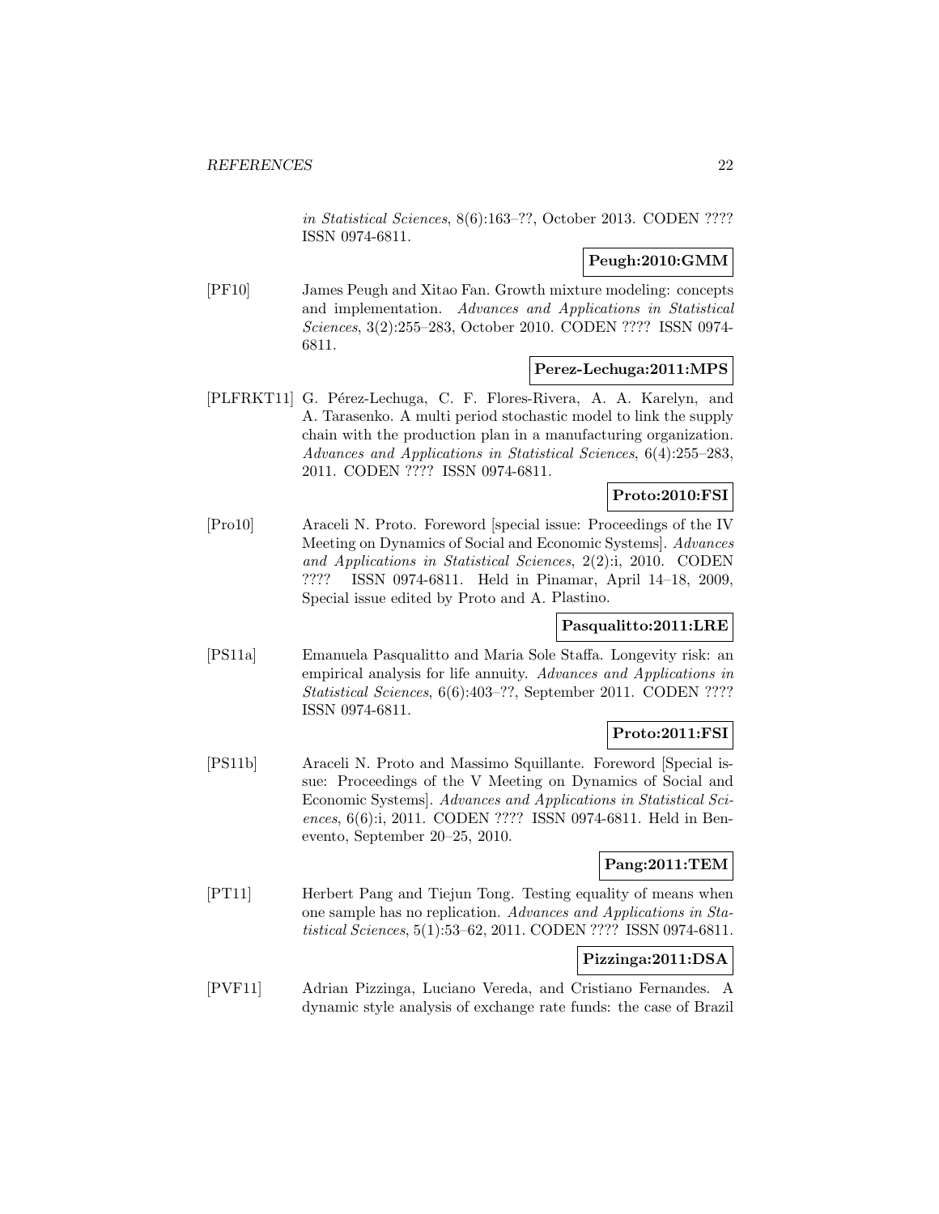*in Statistical Sciences*, 8(6):163–??, October 2013. CODEN ???? ISSN 0974-6811.

**Peugh:2010:GMM**

[PF10] James Peugh and Xitao Fan. Growth mixture modeling: concepts and implementation. *Advances and Applications in Statistical Sciences*, 3(2):255–283, October 2010. CODEN ???? ISSN 0974-6811.

**Perez-Lechuga:2011:MPS**

[PLFRKT11] G. Pérez-Lechuga, C. F. Flores-Rivera, A. A. Karelyn, and A. Tarasenko. A multi period stochastic model to link the supply chain with the production plan in a manufacturing organization. *Advances and Applications in Statistical Sciences*, 6(4):255–283, 2011. CODEN ???? ISSN 0974-6811.

**Proto:2010:FSI**

[Pro10] Araceli N. Proto. Foreword [special issue: Proceedings of the IV Meeting on Dynamics of Social and Economic Systems]. *Advances and Applications in Statistical Sciences*, 2(2):i, 2010. CODEN ???? ISSN 0974-6811. Held in Pinamar, April 14–18, 2009, Special issue edited by Proto and A. Plastino.

**Pasqualitto:2011:LRE**

[PS11a] Emanuela Pasqualitto and Maria Sole Staffa. Longevity risk: an empirical analysis for life annuity. *Advances and Applications in Statistical Sciences*, 6(6):403–??, September 2011. CODEN ???? ISSN 0974-6811.

**Proto:2011:FSI**

[PS11b] Araceli N. Proto and Massimo Squillante. Foreword [Special issue: Proceedings of the V Meeting on Dynamics of Social and Economic Systems]. *Advances and Applications in Statistical Sciences*, 6(6):i, 2011. CODEN ???? ISSN 0974-6811. Held in Benevento, September 20–25, 2010.

**Pang:2011:TEM**

[PT11] Herbert Pang and Tiejun Tong. Testing equality of means when one sample has no replication. *Advances and Applications in Statistical Sciences*, 5(1):53–62, 2011. CODEN ???? ISSN 0974-6811.

**Pizzinga:2011:DSA**

[PVF11] Adrian Pizzinga, Luciano Vereda, and Cristiano Fernandes. A dynamic style analysis of exchange rate funds: the case of Brazil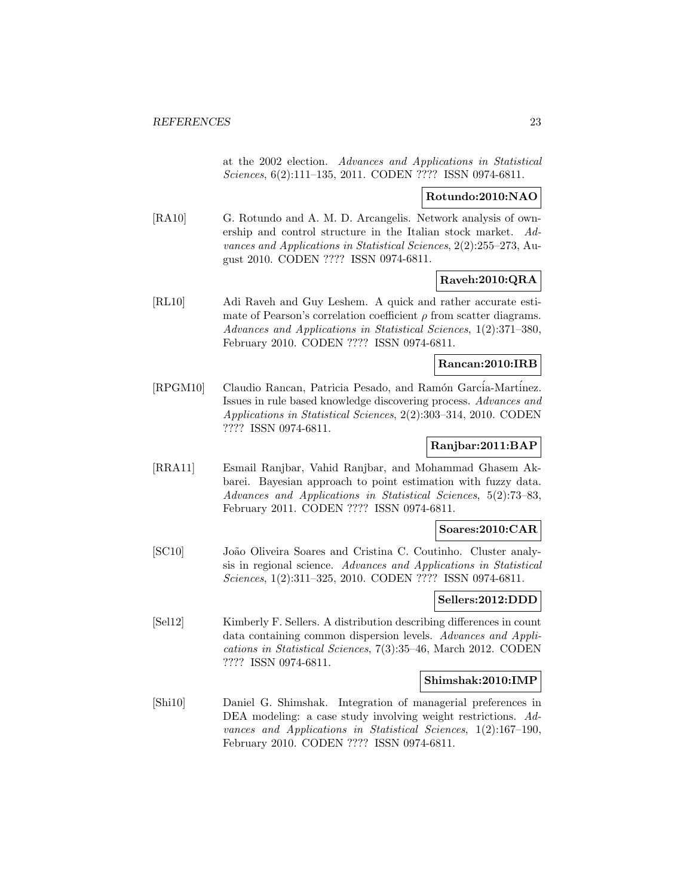at the 2002 election. *Advances and Applications in Statistical Sciences*, 6(2):111–135, 2011. CODEN ???? ISSN 0974-6811.

**Rotundo:2010:NAO**

[RA10] G. Rotundo and A. M. D. Arcangelis. Network analysis of ownership and control structure in the Italian stock market. *Advances and Applications in Statistical Sciences*, 2(2):255–273, August 2010. CODEN ???? ISSN 0974-6811.

**Raveh:2010:QRA**

[RL10] Adi Raveh and Guy Leshem. A quick and rather accurate estimate of Pearson's correlation coefficient $\rho$ from scatter diagrams. *Advances and Applications in Statistical Sciences*, 1(2):371–380, February 2010. CODEN ???? ISSN 0974-6811.

**Rancan:2010:IRB**

[RPGM10] Claudio Rancan, Patricia Pesado, and Ramón García-Martínez. Issues in rule based knowledge discovering process. *Advances and Applications in Statistical Sciences*, 2(2):303–314, 2010. CODEN ???? ISSN 0974-6811.

**Ranjbar:2011:BAP**

[RRA11] Esmail Ranjbar, Vahid Ranjbar, and Mohammad Ghasem Akbarei. Bayesian approach to point estimation with fuzzy data. *Advances and Applications in Statistical Sciences*, 5(2):73–83, February 2011. CODEN ???? ISSN 0974-6811.

**Soares:2010:CAR**

[SC10] João Oliveira Soares and Cristina C. Coutinho. Cluster analysis in regional science. *Advances and Applications in Statistical Sciences*, 1(2):311–325, 2010. CODEN ???? ISSN 0974-6811.

**Sellers:2012:DDD**

[Sel12] Kimberly F. Sellers. A distribution describing differences in count data containing common dispersion levels. *Advances and Applications in Statistical Sciences*, 7(3):35–46, March 2012. CODEN ???? ISSN 0974-6811.

**Shimshak:2010:IMP**

[Shi10] Daniel G. Shimshak. Integration of managerial preferences in DEA modeling: a case study involving weight restrictions. *Advances and Applications in Statistical Sciences*, 1(2):167–190, February 2010. CODEN ???? ISSN 0974-6811.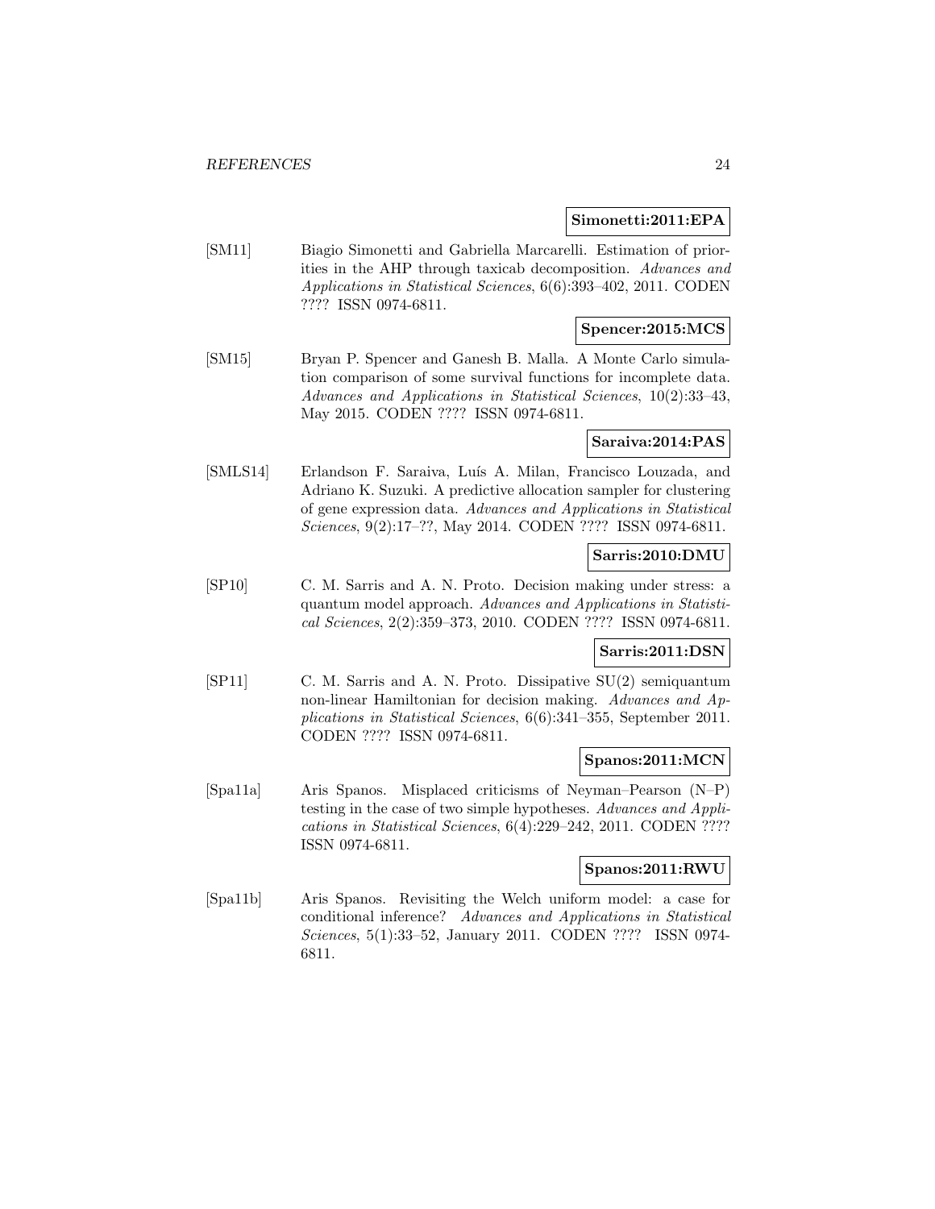**Simonetti:2011:EPA**

[SM11] Biagio Simonetti and Gabriella Marcarelli. Estimation of priorities in the AHP through taxicab decomposition. *Advances and Applications in Statistical Sciences*, 6(6):393–402, 2011. CODEN ???? ISSN 0974-6811.

**Spencer:2015:MCS**

[SM15] Bryan P. Spencer and Ganesh B. Malla. A Monte Carlo simulation comparison of some survival functions for incomplete data. *Advances and Applications in Statistical Sciences*, 10(2):33–43, May 2015. CODEN ???? ISSN 0974-6811.

**Saraiva:2014:PAS**

[SMLS14] Erlandson F. Saraiva, Luís A. Milan, Francisco Louzada, and Adriano K. Suzuki. A predictive allocation sampler for clustering of gene expression data. *Advances and Applications in Statistical Sciences*, 9(2):17–??, May 2014. CODEN ???? ISSN 0974-6811.

**Sarris:2010:DMU**

[SP10] C. M. Sarris and A. N. Proto. Decision making under stress: a quantum model approach. *Advances and Applications in Statistical Sciences*, 2(2):359–373, 2010. CODEN ???? ISSN 0974-6811.

**Sarris:2011:DSN**

[SP11] C. M. Sarris and A. N. Proto. Dissipative SU(2) semiquantum non-linear Hamiltonian for decision making. *Advances and Applications in Statistical Sciences*, 6(6):341–355, September 2011. CODEN ???? ISSN 0974-6811.

**Spanos:2011:MCN**

[Spa11a] Aris Spanos. Misplaced criticisms of Neyman–Pearson (N–P) testing in the case of two simple hypotheses. *Advances and Applications in Statistical Sciences*, 6(4):229–242, 2011. CODEN ???? ISSN 0974-6811.

**Spanos:2011:RWU**

[Spa11b] Aris Spanos. Revisiting the Welch uniform model: a case for conditional inference? *Advances and Applications in Statistical Sciences*, 5(1):33–52, January 2011. CODEN ???? ISSN 0974-6811.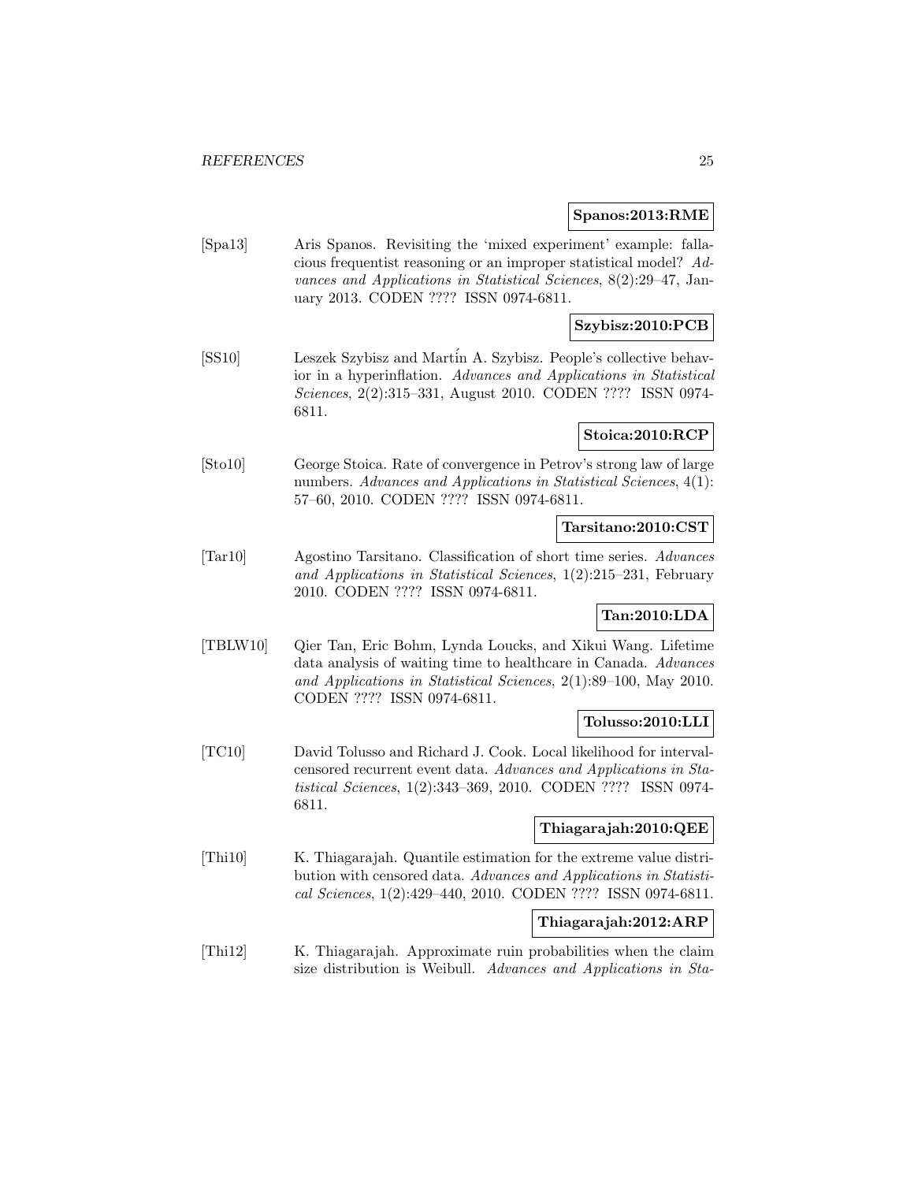**Spanos:2013:RME**

[Spa13] Aris Spanos. Revisiting the 'mixed experiment' example: fallacious frequentist reasoning or an improper statistical model? *Advances and Applications in Statistical Sciences*, 8(2):29–47, January 2013. CODEN ???? ISSN 0974-6811.

**Szybisz:2010:PCB**

[SS10] Leszek Szybisz and Martín A. Szybisz. People's collective behavior in a hyperinflation. *Advances and Applications in Statistical Sciences*, 2(2):315–331, August 2010. CODEN ???? ISSN 0974-6811.

**Stoica:2010:RCP**

[Sto10] George Stoica. Rate of convergence in Petrov's strong law of large numbers. *Advances and Applications in Statistical Sciences*, 4(1): 57–60, 2010. CODEN ???? ISSN 0974-6811.

**Tarsitano:2010:CST**

[Tar10] Agostino Tarsitano. Classification of short time series. *Advances and Applications in Statistical Sciences*, 1(2):215–231, February 2010. CODEN ???? ISSN 0974-6811.

**Tan:2010:LDA**

[TBLW10] Qier Tan, Eric Bohm, Lynda Loucks, and Xikui Wang. Lifetime data analysis of waiting time to healthcare in Canada. *Advances and Applications in Statistical Sciences*, 2(1):89–100, May 2010. CODEN ???? ISSN 0974-6811.

**Tolusso:2010:LLI**

[TC10] David Tolusso and Richard J. Cook. Local likelihood for interval-censored recurrent event data. *Advances and Applications in Statistical Sciences*, 1(2):343–369, 2010. CODEN ???? ISSN 0974-6811.

**Thiagarajah:2010:QEE**

[Thi10] K. Thiagarajah. Quantile estimation for the extreme value distribution with censored data. *Advances and Applications in Statistical Sciences*, 1(2):429–440, 2010. CODEN ???? ISSN 0974-6811.

**Thiagarajah:2012:ARP**

[Thi12] K. Thiagarajah. Approximate ruin probabilities when the claim size distribution is Weibull. *Advances and Applications in Sta-*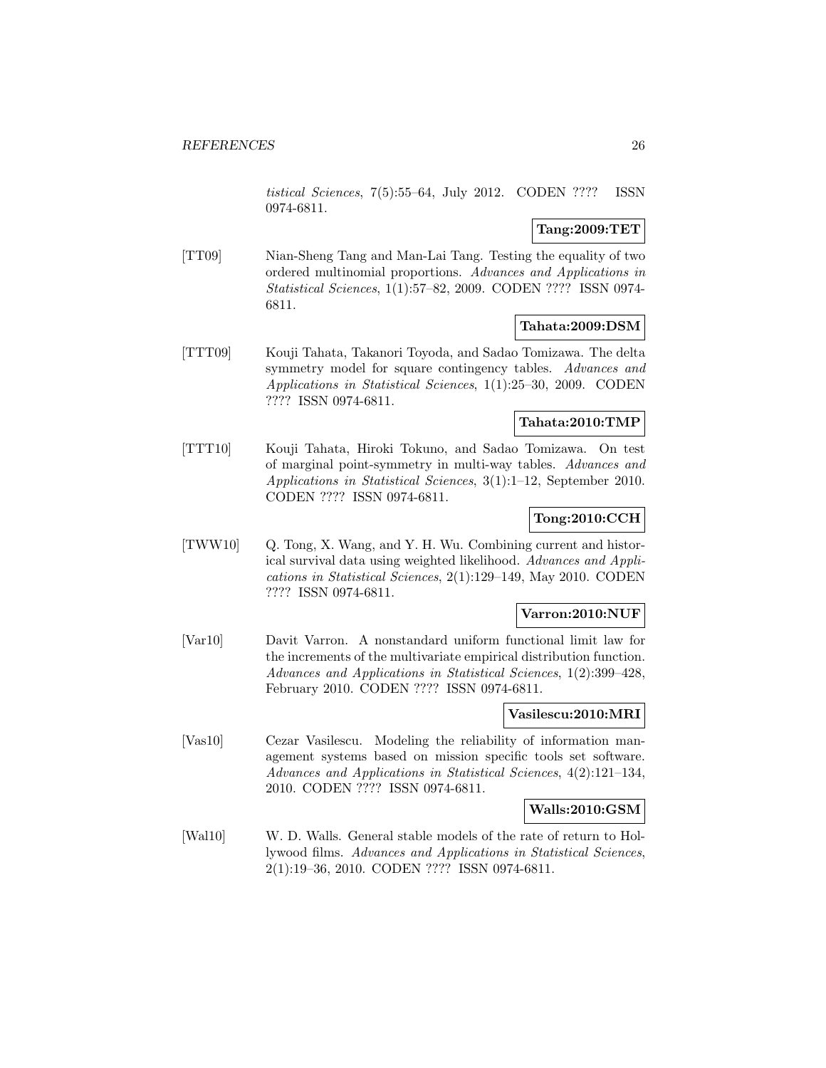*tistical Sciences*, 7(5):55–64, July 2012. CODEN ???? ISSN 0974-6811.

**Tang:2009:TET**

[TT09] Nian-Sheng Tang and Man-Lai Tang. Testing the equality of two ordered multinomial proportions. *Advances and Applications in Statistical Sciences*, 1(1):57–82, 2009. CODEN ???? ISSN 0974-6811.

**Tahata:2009:DSM**

[TTT09] Kouji Tahata, Takanori Toyoda, and Sadao Tomizawa. The delta symmetry model for square contingency tables. *Advances and Applications in Statistical Sciences*, 1(1):25–30, 2009. CODEN ???? ISSN 0974-6811.

**Tahata:2010:TMP**

[TTT10] Kouji Tahata, Hiroki Tokuno, and Sadao Tomizawa. On test of marginal point-symmetry in multi-way tables. *Advances and Applications in Statistical Sciences*, 3(1):1–12, September 2010. CODEN ???? ISSN 0974-6811.

**Tong:2010:CCH**

[TWW10] Q. Tong, X. Wang, and Y. H. Wu. Combining current and historical survival data using weighted likelihood. *Advances and Applications in Statistical Sciences*, 2(1):129–149, May 2010. CODEN ???? ISSN 0974-6811.

**Varron:2010:NUF**

[Var10] Davit Varron. A nonstandard uniform functional limit law for the increments of the multivariate empirical distribution function. *Advances and Applications in Statistical Sciences*, 1(2):399–428, February 2010. CODEN ???? ISSN 0974-6811.

**Vasilescu:2010:MRI**

[Vas10] Cezar Vasilescu. Modeling the reliability of information management systems based on mission specific tools set software. *Advances and Applications in Statistical Sciences*, 4(2):121–134, 2010. CODEN ???? ISSN 0974-6811.

**Walls:2010:GSM**

[Wal10] W. D. Walls. General stable models of the rate of return to Hollywood films. *Advances and Applications in Statistical Sciences*, 2(1):19–36, 2010. CODEN ???? ISSN 0974-6811.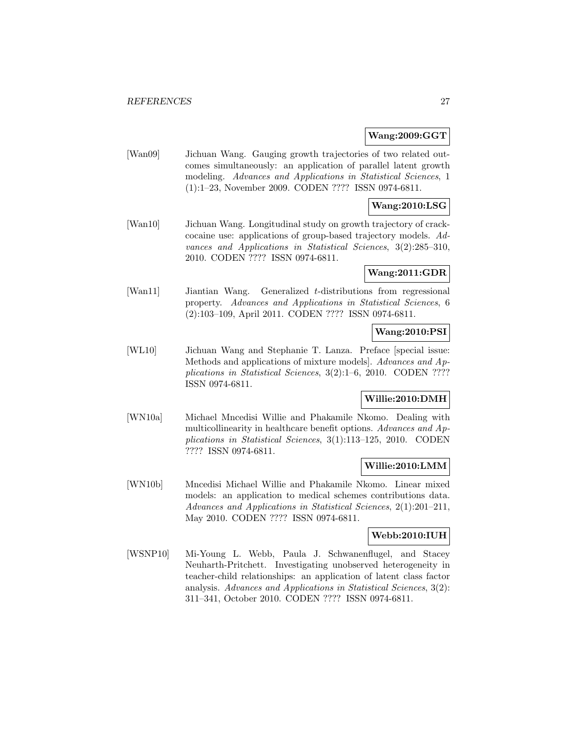**Wang:2009:GGT**

[Wan09] Jichuan Wang. Gauging growth trajectories of two related outcomes simultaneously: an application of parallel latent growth modeling. *Advances and Applications in Statistical Sciences*, 1 (1):1–23, November 2009. CODEN ???? ISSN 0974-6811.

**Wang:2010:LSG**

[Wan10] Jichuan Wang. Longitudinal study on growth trajectory of crack-cocaine use: applications of group-based trajectory models. *Advances and Applications in Statistical Sciences*, 3(2):285–310, 2010. CODEN ???? ISSN 0974-6811.

**Wang:2011:GDR**

[Wan11] Jiantian Wang. Generalized $t$-distributions from regressional property. *Advances and Applications in Statistical Sciences*, 6 (2):103–109, April 2011. CODEN ???? ISSN 0974-6811.

**Wang:2010:PSI**

[WL10] Jichuan Wang and Stephanie T. Lanza. Preface [special issue: Methods and applications of mixture models]. *Advances and Applications in Statistical Sciences*, 3(2):1–6, 2010. CODEN ???? ISSN 0974-6811.

**Willie:2010:DMH**

[WN10a] Michael Mncedisi Willie and Phakamile Nkomo. Dealing with multicollinearity in healthcare benefit options. *Advances and Applications in Statistical Sciences*, 3(1):113–125, 2010. CODEN ???? ISSN 0974-6811.

**Willie:2010:LMM**

[WN10b] Mncedisi Michael Willie and Phakamile Nkomo. Linear mixed models: an application to medical schemes contributions data. *Advances and Applications in Statistical Sciences*, 2(1):201–211, May 2010. CODEN ???? ISSN 0974-6811.

**Webb:2010:IUH**

[WSNP10] Mi-Young L. Webb, Paula J. Schwanenflugel, and Stacey Neuharth-Pritchett. Investigating unobserved heterogeneity in teacher-child relationships: an application of latent class factor analysis. *Advances and Applications in Statistical Sciences*, 3(2): 311–341, October 2010. CODEN ???? ISSN 0974-6811.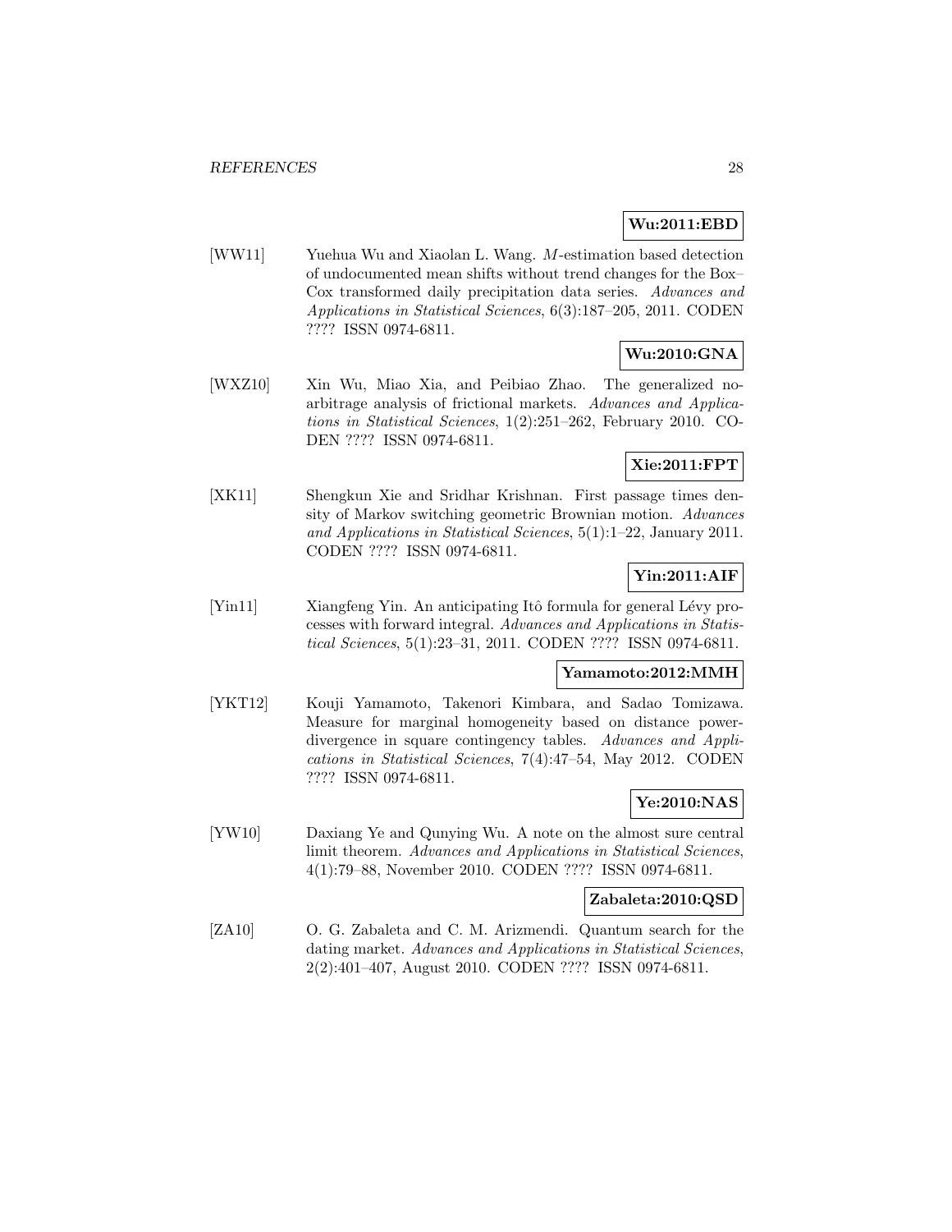**Wu:2011:EBD**

[WW11] Yuehua Wu and Xiaolan L. Wang. $M$-estimation based detection of undocumented mean shifts without trend changes for the Box–Cox transformed daily precipitation data series. *Advances and Applications in Statistical Sciences*, 6(3):187–205, 2011. CODEN ???? ISSN 0974-6811.

**Wu:2010:GNA**

[WXZ10] Xin Wu, Miao Xia, and Peibiao Zhao. The generalized no-arbitrage analysis of frictional markets. *Advances and Applications in Statistical Sciences*, 1(2):251–262, February 2010. CODEN ???? ISSN 0974-6811.

**Xie:2011:FPT**

[XK11] Shengkun Xie and Sridhar Krishnan. First passage times density of Markov switching geometric Brownian motion. *Advances and Applications in Statistical Sciences*, 5(1):1–22, January 2011. CODEN ???? ISSN 0974-6811.

**Yin:2011:AIF**

[Yin11] Xiangfeng Yin. An anticipating Itô formula for general Lévy processes with forward integral. *Advances and Applications in Statistical Sciences*, 5(1):23–31, 2011. CODEN ???? ISSN 0974-6811.

**Yamamoto:2012:MMH**

[YKT12] Kouji Yamamoto, Takenori Kimbara, and Sadao Tomizawa. Measure for marginal homogeneity based on distance power-divergence in square contingency tables. *Advances and Applications in Statistical Sciences*, 7(4):47–54, May 2012. CODEN ???? ISSN 0974-6811.

**Ye:2010:NAS**

[YW10] Daxiang Ye and Qunying Wu. A note on the almost sure central limit theorem. *Advances and Applications in Statistical Sciences*, 4(1):79–88, November 2010. CODEN ???? ISSN 0974-6811.

**Zabaleta:2010:QSD**

[ZA10] O. G. Zabaleta and C. M. Arizmendi. Quantum search for the dating market. *Advances and Applications in Statistical Sciences*, 2(2):401–407, August 2010. CODEN ???? ISSN 0974-6811.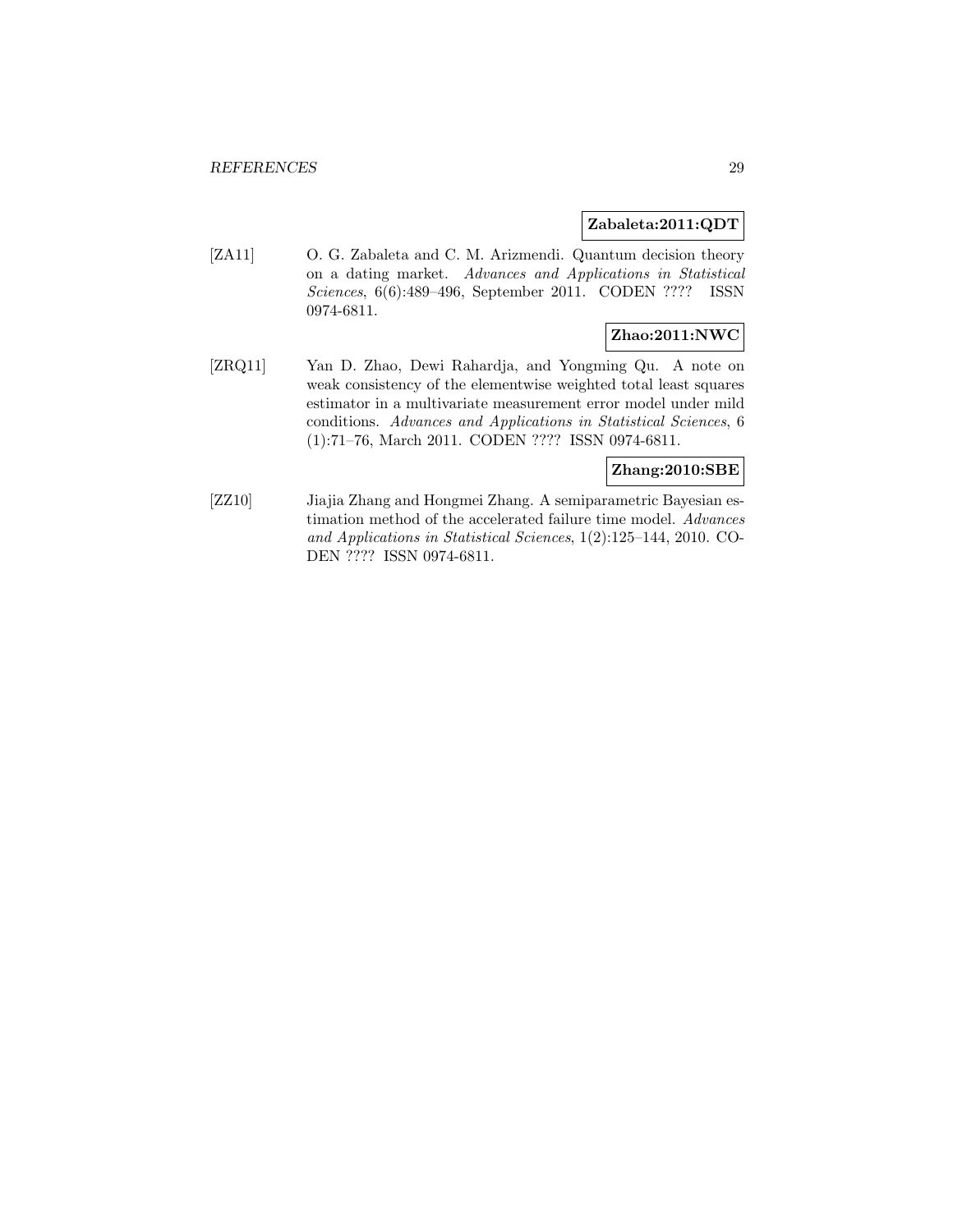**Zabaleta:2011:QDT**

[ZA11] O. G. Zabaleta and C. M. Arizmendi. Quantum decision theory on a dating market. *Advances and Applications in Statistical Sciences*, 6(6):489–496, September 2011. CODEN ???? ISSN 0974-6811.

**Zhao:2011:NWC**

[ZRQ11] Yan D. Zhao, Dewi Rahardja, and Yongming Qu. A note on weak consistency of the elementwise weighted total least squares estimator in a multivariate measurement error model under mild conditions. *Advances and Applications in Statistical Sciences*, 6 (1):71–76, March 2011. CODEN ???? ISSN 0974-6811.

**Zhang:2010:SBE**

[ZZ10] Jiajia Zhang and Hongmei Zhang. A semiparametric Bayesian estimation method of the accelerated failure time model. *Advances and Applications in Statistical Sciences*, 1(2):125–144, 2010. CODEN ???? ISSN 0974-6811.